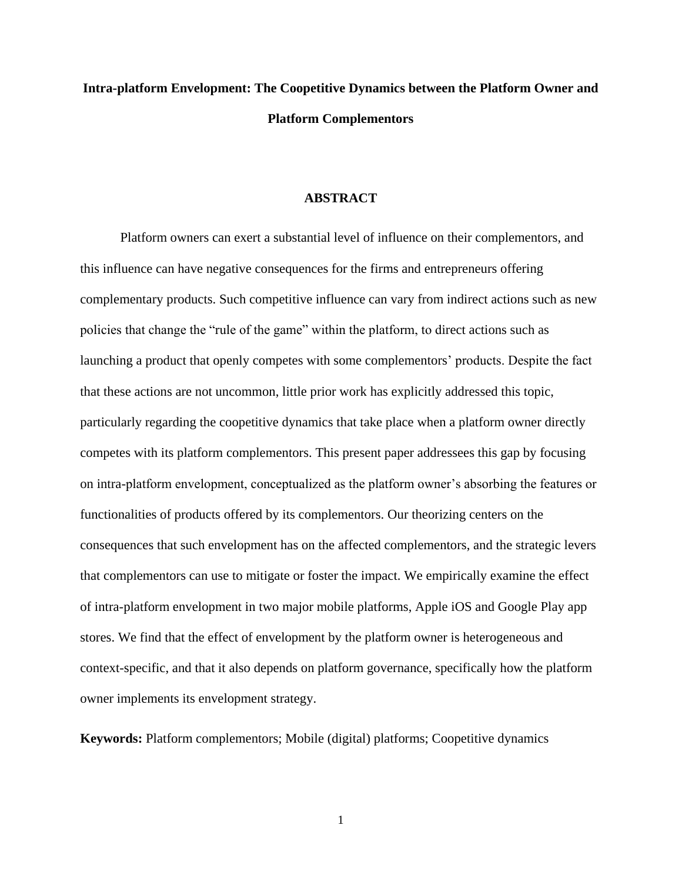# Intra-platform Envelopment: The Coopetitive Dynamics between the Platform Owner and Platform Complementors

## ABSTRACT

Platform owners can exert a substantial level of influence on their complementors, and this influence can have negative consequences for the firms and entrepreneurs offering complementary products. Such competitive influence can vary from indirect actions such as new policies that change the "rule of the game" within the platform, to direct actions such as launching a product that openly competes with some complementors' products. Despite the fact that these actions are not uncommon, little prior work has explicitly addressed this topic, particularly regarding the coopetitive dynamics that take place when a platform owner directly competes with its platform complementors. This present paper addressees this gap by focusing on intra-platform envelopment, conceptualized as the platform owner's absorbing the features or functionalities of products offered by its complementors. Our theorizing centers on the consequences that such envelopment has on the affected complementors, and the strategic levers that complementors can use to mitigate or foster the impact. We empirically examine the effect of intra-platform envelopment in two major mobile platforms, Apple iOS and Google Play app stores. We find that the effect of envelopment by the platform owner is heterogeneous and context-specific, and that it also depends on platform governance, specifically how the platform owner implements its envelopment strategy.

**Keywords:** Platform complementors; Mobile (digital) platforms; Coopetitive dynamics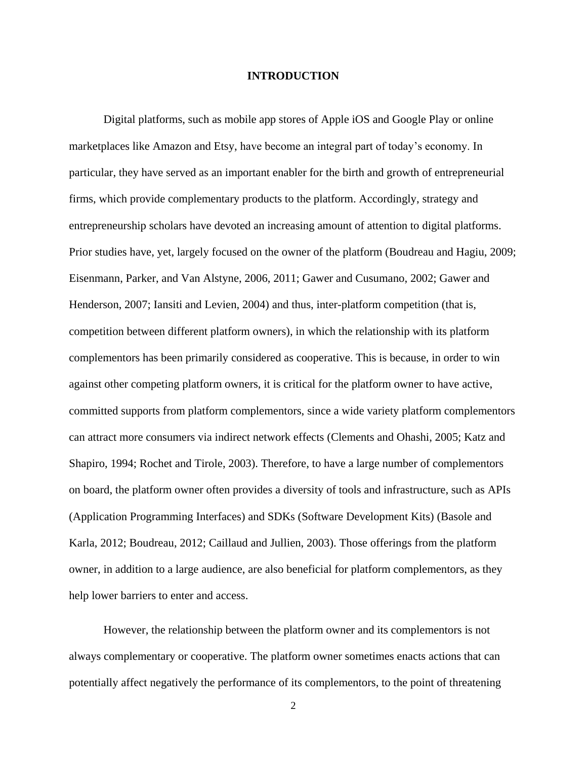# INTRODUCTION

Digital platforms, such as mobile app stores of Apple iOS and Google Play or online marketplaces like Amazon and Etsy, have become an integral part of today's economy. In particular, they have served as an important enabler for the birth and growth of entrepreneurial firms, which provide complementary products to the platform. Accordingly, strategy and entrepreneurship scholars have devoted an increasing amount of attention to digital platforms. Prior studies have, yet, largely focused on the owner of the platform (Boudreau and Hagiu, 2009; Eisenmann, Parker, and Van Alstyne, 2006, 2011; Gawer and Cusumano, 2002; Gawer and Henderson, 2007; Iansiti and Levien, 2004) and thus, inter-platform competition (that is, competition between different platform owners), in which the relationship with its platform complementors has been primarily considered as cooperative. This is because, in order to win against other competing platform owners, it is critical for the platform owner to have active, committed supports from platform complementors, since a wide variety platform complementors can attract more consumers via indirect network effects (Clements and Ohashi, 2005; Katz and Shapiro, 1994; Rochet and Tirole, 2003). Therefore, to have a large number of complementors on board, the platform owner often provides a diversity of tools and infrastructure, such as APIs (Application Programming Interfaces) and SDKs (Software Development Kits) (Basole and Karla, 2012; Boudreau, 2012; Caillaud and Jullien, 2003). Those offerings from the platform owner, in addition to a large audience, are also beneficial for platform complementors, as they help lower barriers to enter and access.

However, the relationship between the platform owner and its complementors is not always complementary or cooperative. The platform owner sometimes enacts actions that can potentially affect negatively the performance of its complementors, to the point of threatening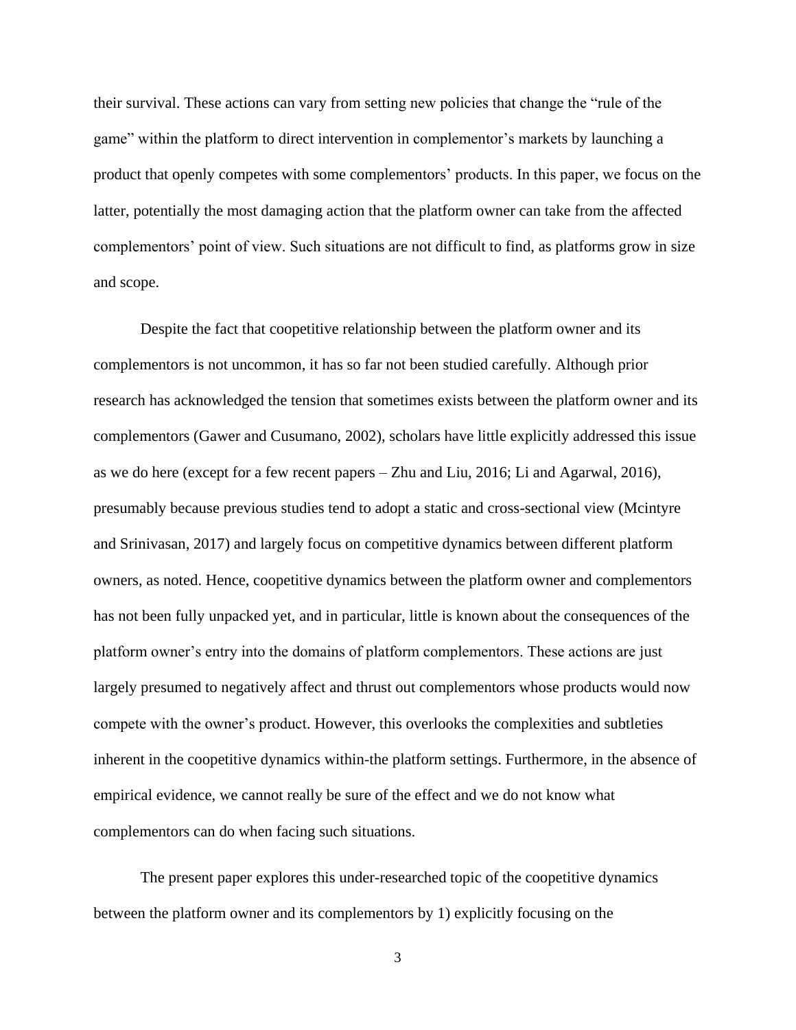their survival. These actions can vary from setting new policies that change the "rule of the game" within the platform to direct intervention in complementor's markets by launching a product that openly competes with some complementors' products. In this paper, we focus on the latter, potentially the most damaging action that the platform owner can take from the affected complementors' point of view. Such situations are not difficult to find, as platforms grow in size and scope.

Despite the fact that coopetitive relationship between the platform owner and its complementors is not uncommon, it has so far not been studied carefully. Although prior research has acknowledged the tension that sometimes exists between the platform owner and its complementors (Gawer and Cusumano, 2002), scholars have little explicitly addressed this issue as we do here (except for a few recent papers – Zhu and Liu, 2016; Li and Agarwal, 2016), presumably because previous studies tend to adopt a static and cross-sectional view (Mcintyre and Srinivasan, 2017) and largely focus on competitive dynamics between different platform owners, as noted. Hence, coopetitive dynamics between the platform owner and complementors has not been fully unpacked yet, and in particular, little is known about the consequences of the platform owner's entry into the domains of platform complementors. These actions are just largely presumed to negatively affect and thrust out complementors whose products would now compete with the owner's product. However, this overlooks the complexities and subtleties inherent in the coopetitive dynamics within-the platform settings. Furthermore, in the absence of empirical evidence, we cannot really be sure of the effect and we do not know what complementors can do when facing such situations.

The present paper explores this under-researched topic of the coopetitive dynamics between the platform owner and its complementors by 1) explicitly focusing on the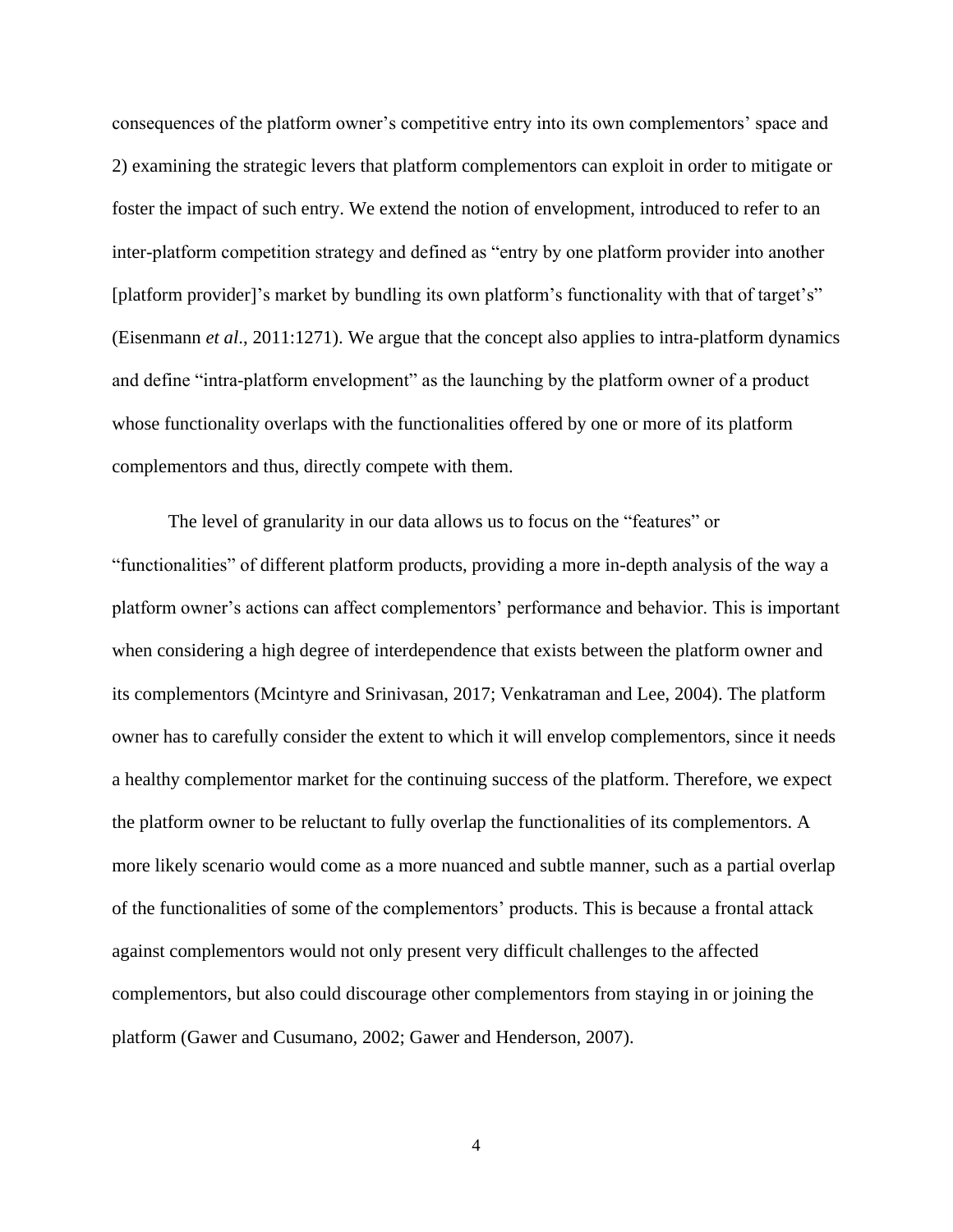consequences of the platform owner's competitive entry into its own complementors' space and 2) examining the strategic levers that platform complementors can exploit in order to mitigate or foster the impact of such entry. We extend the notion of envelopment, introduced to refer to an inter-platform competition strategy and defined as "entry by one platform provider into another [platform provider]'s market by bundling its own platform's functionality with that of target's" (Eisenmann *et al*., 2011:1271). We argue that the concept also applies to intra-platform dynamics and define "intra-platform envelopment" as the launching by the platform owner of a product whose functionality overlaps with the functionalities offered by one or more of its platform complementors and thus, directly compete with them.

The level of granularity in our data allows us to focus on the "features" or "functionalities" of different platform products, providing a more in-depth analysis of the way a platform owner's actions can affect complementors' performance and behavior. This is important when considering a high degree of interdependence that exists between the platform owner and its complementors (Mcintyre and Srinivasan, 2017; Venkatraman and Lee, 2004). The platform owner has to carefully consider the extent to which it will envelop complementors, since it needs a healthy complementor market for the continuing success of the platform. Therefore, we expect the platform owner to be reluctant to fully overlap the functionalities of its complementors. A more likely scenario would come as a more nuanced and subtle manner, such as a partial overlap of the functionalities of some of the complementors' products. This is because a frontal attack against complementors would not only present very difficult challenges to the affected complementors, but also could discourage other complementors from staying in or joining the platform (Gawer and Cusumano, 2002; Gawer and Henderson, 2007).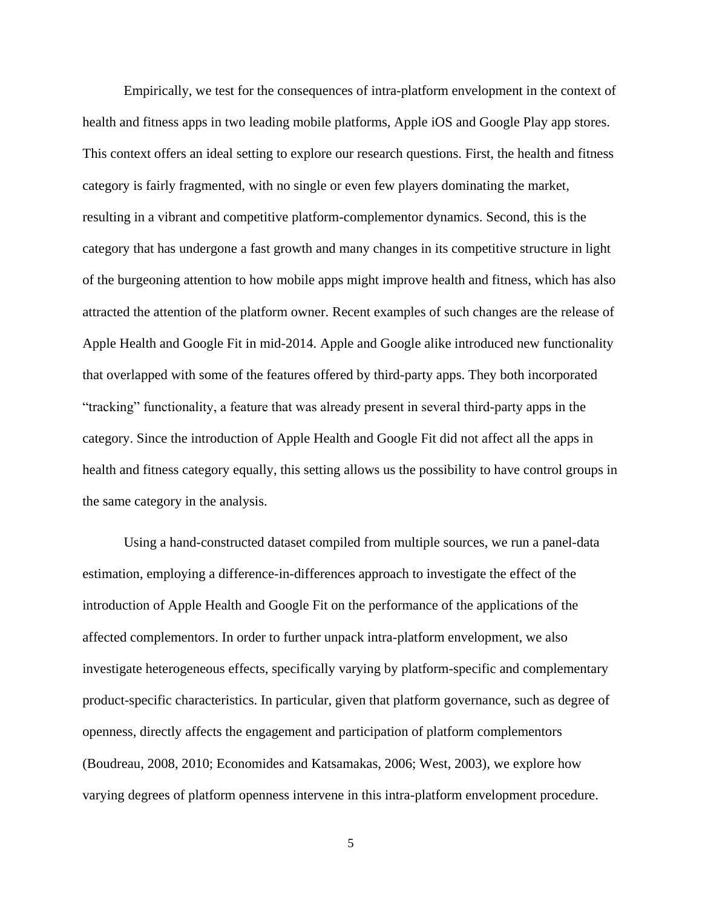Empirically, we test for the consequences of intra-platform envelopment in the context of health and fitness apps in two leading mobile platforms, Apple iOS and Google Play app stores. This context offers an ideal setting to explore our research questions. First, the health and fitness category is fairly fragmented, with no single or even few players dominating the market, resulting in a vibrant and competitive platform-complementor dynamics. Second, this is the category that has undergone a fast growth and many changes in its competitive structure in light of the burgeoning attention to how mobile apps might improve health and fitness, which has also attracted the attention of the platform owner. Recent examples of such changes are the release of Apple Health and Google Fit in mid-2014. Apple and Google alike introduced new functionality that overlapped with some of the features offered by third-party apps. They both incorporated "tracking" functionality, a feature that was already present in several third-party apps in the category. Since the introduction of Apple Health and Google Fit did not affect all the apps in health and fitness category equally, this setting allows us the possibility to have control groups in the same category in the analysis.

Using a hand-constructed dataset compiled from multiple sources, we run a panel-data estimation, employing a difference-in-differences approach to investigate the effect of the introduction of Apple Health and Google Fit on the performance of the applications of the affected complementors. In order to further unpack intra-platform envelopment, we also investigate heterogeneous effects, specifically varying by platform-specific and complementary product-specific characteristics. In particular, given that platform governance, such as degree of openness, directly affects the engagement and participation of platform complementors (Boudreau, 2008, 2010; Economides and Katsamakas, 2006; West, 2003), we explore how varying degrees of platform openness intervene in this intra-platform envelopment procedure.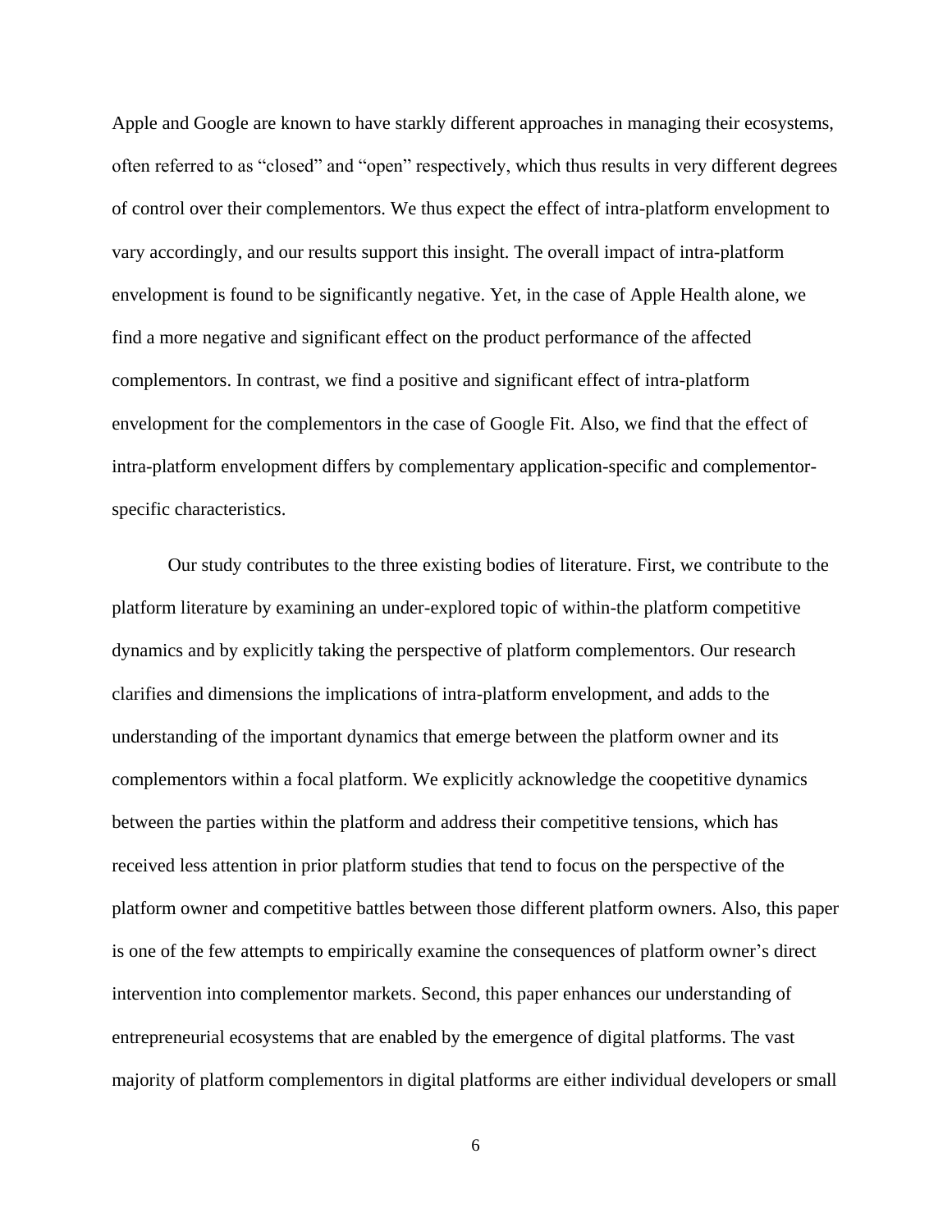Apple and Google are known to have starkly different approaches in managing their ecosystems, often referred to as “closed” and “open” respectively, which thus results in very different degrees of control over their complementors. We thus expect the effect of intra-platform envelopment to vary accordingly, and our results support this insight. The overall impact of intra-platform envelopment is found to be significantly negative. Yet, in the case of Apple Health alone, we find a more negative and significant effect on the product performance of the affected complementors. In contrast, we find a positive and significant effect of intra-platform envelopment for the complementors in the case of Google Fit. Also, we find that the effect of intra-platform envelopment differs by complementary application-specific and complementor-specific characteristics.

Our study contributes to the three existing bodies of literature. First, we contribute to the platform literature by examining an under-explored topic of within-the platform competitive dynamics and by explicitly taking the perspective of platform complementors. Our research clarifies and dimensions the implications of intra-platform envelopment, and adds to the understanding of the important dynamics that emerge between the platform owner and its complementors within a focal platform. We explicitly acknowledge the coopetitive dynamics between the parties within the platform and address their competitive tensions, which has received less attention in prior platform studies that tend to focus on the perspective of the platform owner and competitive battles between those different platform owners. Also, this paper is one of the few attempts to empirically examine the consequences of platform owner’s direct intervention into complementor markets. Second, this paper enhances our understanding of entrepreneurial ecosystems that are enabled by the emergence of digital platforms. The vast majority of platform complementors in digital platforms are either individual developers or small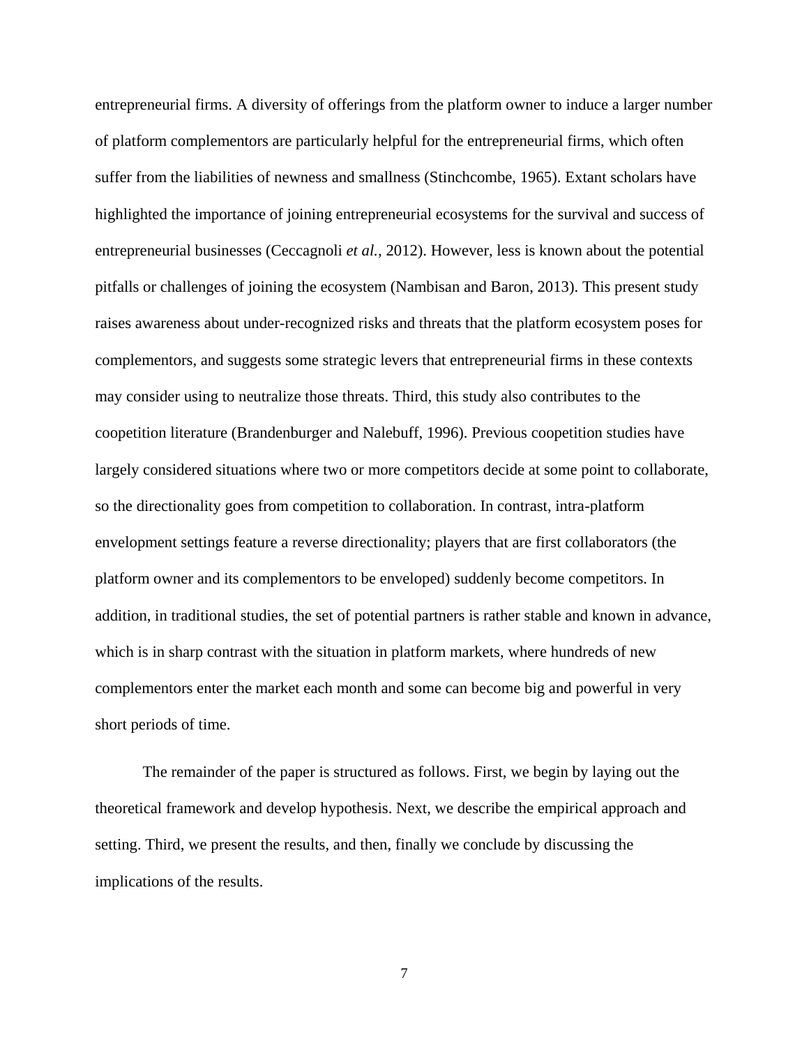entrepreneurial firms. A diversity of offerings from the platform owner to induce a larger number of platform complementors are particularly helpful for the entrepreneurial firms, which often suffer from the liabilities of newness and smallness (Stinchcombe, 1965). Extant scholars have highlighted the importance of joining entrepreneurial ecosystems for the survival and success of entrepreneurial businesses (Ceccagnoli *et al.*, 2012). However, less is known about the potential pitfalls or challenges of joining the ecosystem (Nambisan and Baron, 2013). This present study raises awareness about under-recognized risks and threats that the platform ecosystem poses for complementors, and suggests some strategic levers that entrepreneurial firms in these contexts may consider using to neutralize those threats. Third, this study also contributes to the coopetition literature (Brandenburger and Nalebuff, 1996). Previous coopetition studies have largely considered situations where two or more competitors decide at some point to collaborate, so the directionality goes from competition to collaboration. In contrast, intra-platform envelopment settings feature a reverse directionality; players that are first collaborators (the platform owner and its complementors to be enveloped) suddenly become competitors. In addition, in traditional studies, the set of potential partners is rather stable and known in advance, which is in sharp contrast with the situation in platform markets, where hundreds of new complementors enter the market each month and some can become big and powerful in very short periods of time.

The remainder of the paper is structured as follows. First, we begin by laying out the theoretical framework and develop hypothesis. Next, we describe the empirical approach and setting. Third, we present the results, and then, finally we conclude by discussing the implications of the results.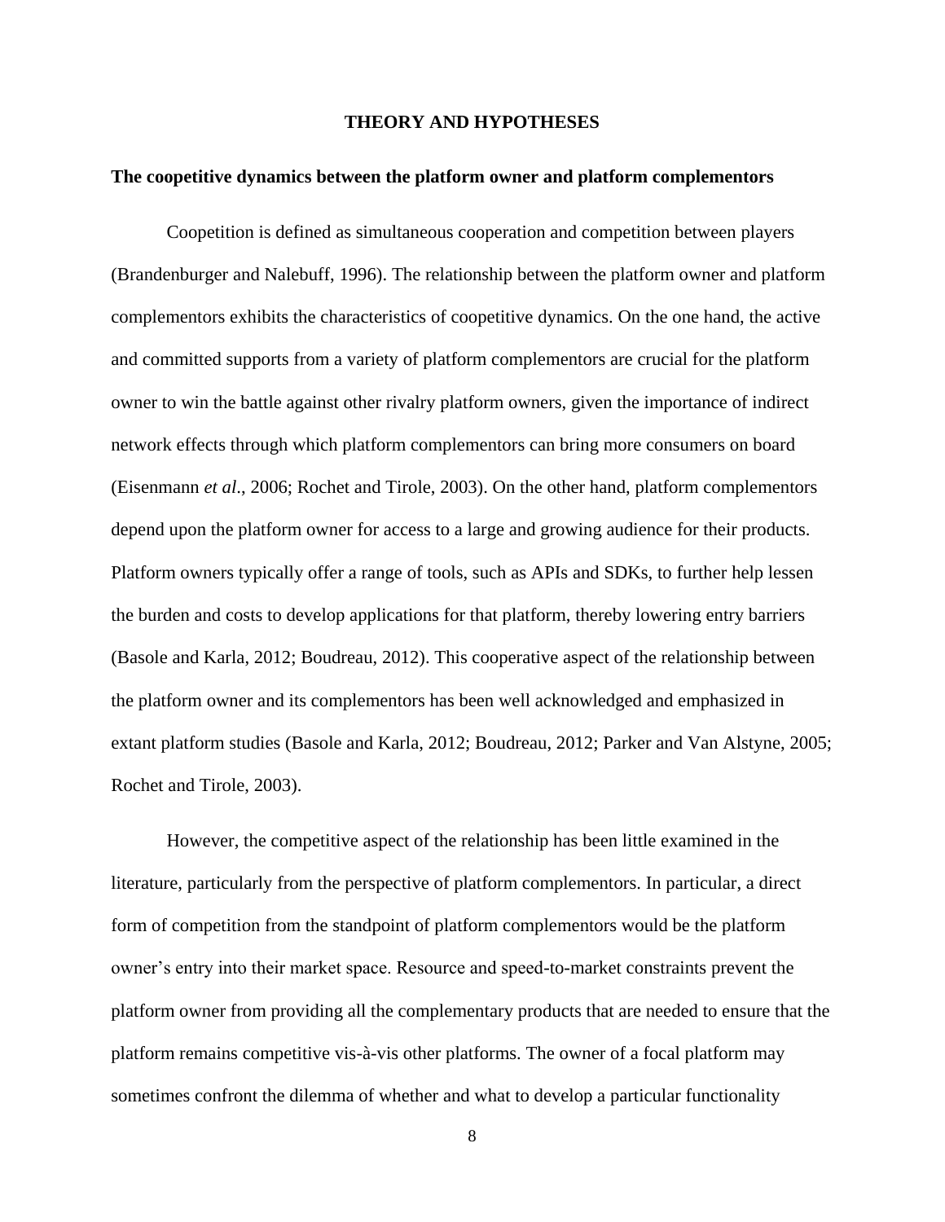## THEORY AND HYPOTHESES

### The coopetitive dynamics between the platform owner and platform complementors

Coopetition is defined as simultaneous cooperation and competition between players (Brandenburger and Nalebuff, 1996). The relationship between the platform owner and platform complementors exhibits the characteristics of coopetitive dynamics. On the one hand, the active and committed supports from a variety of platform complementors are crucial for the platform owner to win the battle against other rivalry platform owners, given the importance of indirect network effects through which platform complementors can bring more consumers on board (Eisenmann *et al*., 2006; Rochet and Tirole, 2003). On the other hand, platform complementors depend upon the platform owner for access to a large and growing audience for their products. Platform owners typically offer a range of tools, such as APIs and SDKs, to further help lessen the burden and costs to develop applications for that platform, thereby lowering entry barriers (Basole and Karla, 2012; Boudreau, 2012). This cooperative aspect of the relationship between the platform owner and its complementors has been well acknowledged and emphasized in extant platform studies (Basole and Karla, 2012; Boudreau, 2012; Parker and Van Alstyne, 2005; Rochet and Tirole, 2003).

However, the competitive aspect of the relationship has been little examined in the literature, particularly from the perspective of platform complementors. In particular, a direct form of competition from the standpoint of platform complementors would be the platform owner's entry into their market space. Resource and speed-to-market constraints prevent the platform owner from providing all the complementary products that are needed to ensure that the platform remains competitive vis-à-vis other platforms. The owner of a focal platform may sometimes confront the dilemma of whether and what to develop a particular functionality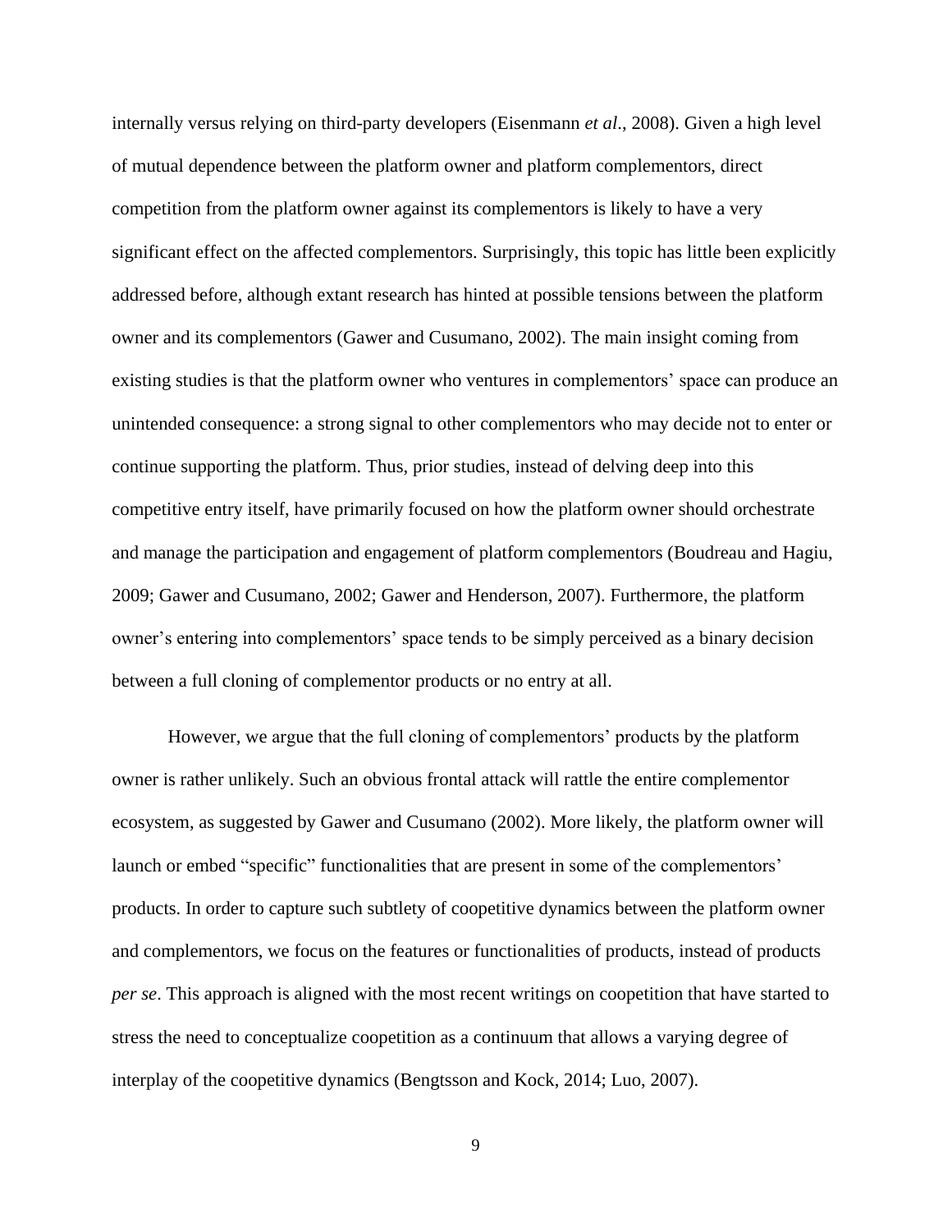internally versus relying on third-party developers (Eisenmann *et al*., 2008). Given a high level of mutual dependence between the platform owner and platform complementors, direct competition from the platform owner against its complementors is likely to have a very significant effect on the affected complementors. Surprisingly, this topic has little been explicitly addressed before, although extant research has hinted at possible tensions between the platform owner and its complementors (Gawer and Cusumano, 2002). The main insight coming from existing studies is that the platform owner who ventures in complementors' space can produce an unintended consequence: a strong signal to other complementors who may decide not to enter or continue supporting the platform. Thus, prior studies, instead of delving deep into this competitive entry itself, have primarily focused on how the platform owner should orchestrate and manage the participation and engagement of platform complementors (Boudreau and Hagiu, 2009; Gawer and Cusumano, 2002; Gawer and Henderson, 2007). Furthermore, the platform owner's entering into complementors' space tends to be simply perceived as a binary decision between a full cloning of complementor products or no entry at all.

However, we argue that the full cloning of complementors' products by the platform owner is rather unlikely. Such an obvious frontal attack will rattle the entire complementor ecosystem, as suggested by Gawer and Cusumano (2002). More likely, the platform owner will launch or embed "specific" functionalities that are present in some of the complementors' products. In order to capture such subtlety of coopetitive dynamics between the platform owner and complementors, we focus on the features or functionalities of products, instead of products *per se*. This approach is aligned with the most recent writings on coopetition that have started to stress the need to conceptualize coopetition as a continuum that allows a varying degree of interplay of the coopetitive dynamics (Bengtsson and Kock, 2014; Luo, 2007).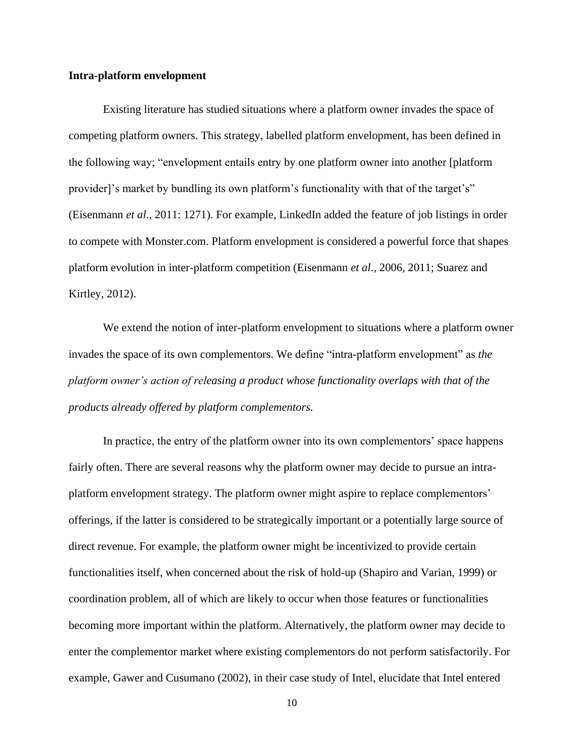**Intra-platform envelopment**

Existing literature has studied situations where a platform owner invades the space of competing platform owners. This strategy, labelled platform envelopment, has been defined in the following way; "envelopment entails entry by one platform owner into another [platform provider]'s market by bundling its own platform's functionality with that of the target's" (Eisenmann *et al*., 2011: 1271). For example, LinkedIn added the feature of job listings in order to compete with Monster.com. Platform envelopment is considered a powerful force that shapes platform evolution in inter-platform competition (Eisenmann *et al*., 2006, 2011; Suarez and Kirtley, 2012).

We extend the notion of inter-platform envelopment to situations where a platform owner invades the space of its own complementors. We define "intra-platform envelopment" as *the platform owner's action of releasing a product whose functionality overlaps with that of the products already offered by platform complementors.*

In practice, the entry of the platform owner into its own complementors' space happens fairly often. There are several reasons why the platform owner may decide to pursue an intra-platform envelopment strategy. The platform owner might aspire to replace complementors' offerings, if the latter is considered to be strategically important or a potentially large source of direct revenue. For example, the platform owner might be incentivized to provide certain functionalities itself, when concerned about the risk of hold-up (Shapiro and Varian, 1999) or coordination problem, all of which are likely to occur when those features or functionalities becoming more important within the platform. Alternatively, the platform owner may decide to enter the complementor market where existing complementors do not perform satisfactorily. For example, Gawer and Cusumano (2002), in their case study of Intel, elucidate that Intel entered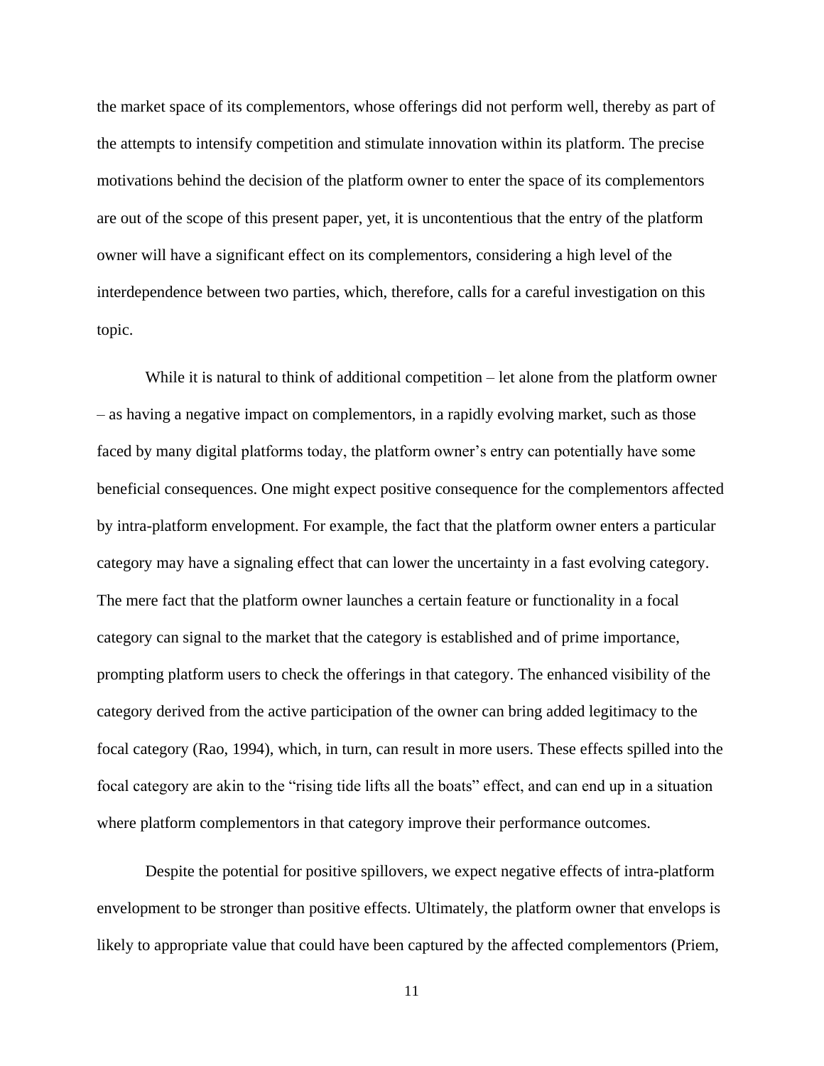the market space of its complementors, whose offerings did not perform well, thereby as part of the attempts to intensify competition and stimulate innovation within its platform. The precise motivations behind the decision of the platform owner to enter the space of its complementors are out of the scope of this present paper, yet, it is uncontentious that the entry of the platform owner will have a significant effect on its complementors, considering a high level of the interdependence between two parties, which, therefore, calls for a careful investigation on this topic.

While it is natural to think of additional competition – let alone from the platform owner – as having a negative impact on complementors, in a rapidly evolving market, such as those faced by many digital platforms today, the platform owner's entry can potentially have some beneficial consequences. One might expect positive consequence for the complementors affected by intra-platform envelopment. For example, the fact that the platform owner enters a particular category may have a signaling effect that can lower the uncertainty in a fast evolving category. The mere fact that the platform owner launches a certain feature or functionality in a focal category can signal to the market that the category is established and of prime importance, prompting platform users to check the offerings in that category. The enhanced visibility of the category derived from the active participation of the owner can bring added legitimacy to the focal category (Rao, 1994), which, in turn, can result in more users. These effects spilled into the focal category are akin to the "rising tide lifts all the boats" effect, and can end up in a situation where platform complementors in that category improve their performance outcomes.

Despite the potential for positive spillovers, we expect negative effects of intra-platform envelopment to be stronger than positive effects. Ultimately, the platform owner that envelops is likely to appropriate value that could have been captured by the affected complementors (Priem,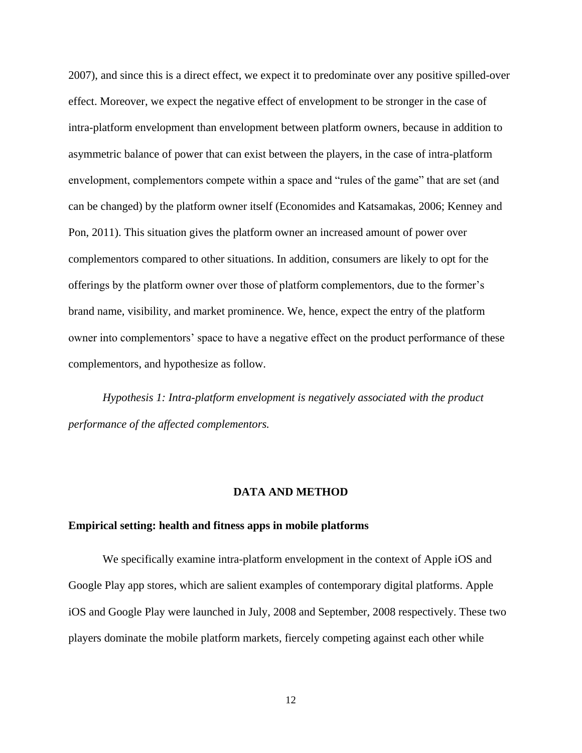2007), and since this is a direct effect, we expect it to predominate over any positive spilled-over effect. Moreover, we expect the negative effect of envelopment to be stronger in the case of intra-platform envelopment than envelopment between platform owners, because in addition to asymmetric balance of power that can exist between the players, in the case of intra-platform envelopment, complementors compete within a space and "rules of the game" that are set (and can be changed) by the platform owner itself (Economides and Katsamakas, 2006; Kenney and Pon, 2011). This situation gives the platform owner an increased amount of power over complementors compared to other situations. In addition, consumers are likely to opt for the offerings by the platform owner over those of platform complementors, due to the former's brand name, visibility, and market prominence. We, hence, expect the entry of the platform owner into complementors' space to have a negative effect on the product performance of these complementors, and hypothesize as follow.

*Hypothesis 1: Intra-platform envelopment is negatively associated with the product performance of the affected complementors.*

## DATA AND METHOD

### Empirical setting: health and fitness apps in mobile platforms

We specifically examine intra-platform envelopment in the context of Apple iOS and Google Play app stores, which are salient examples of contemporary digital platforms. Apple iOS and Google Play were launched in July, 2008 and September, 2008 respectively. These two players dominate the mobile platform markets, fiercely competing against each other while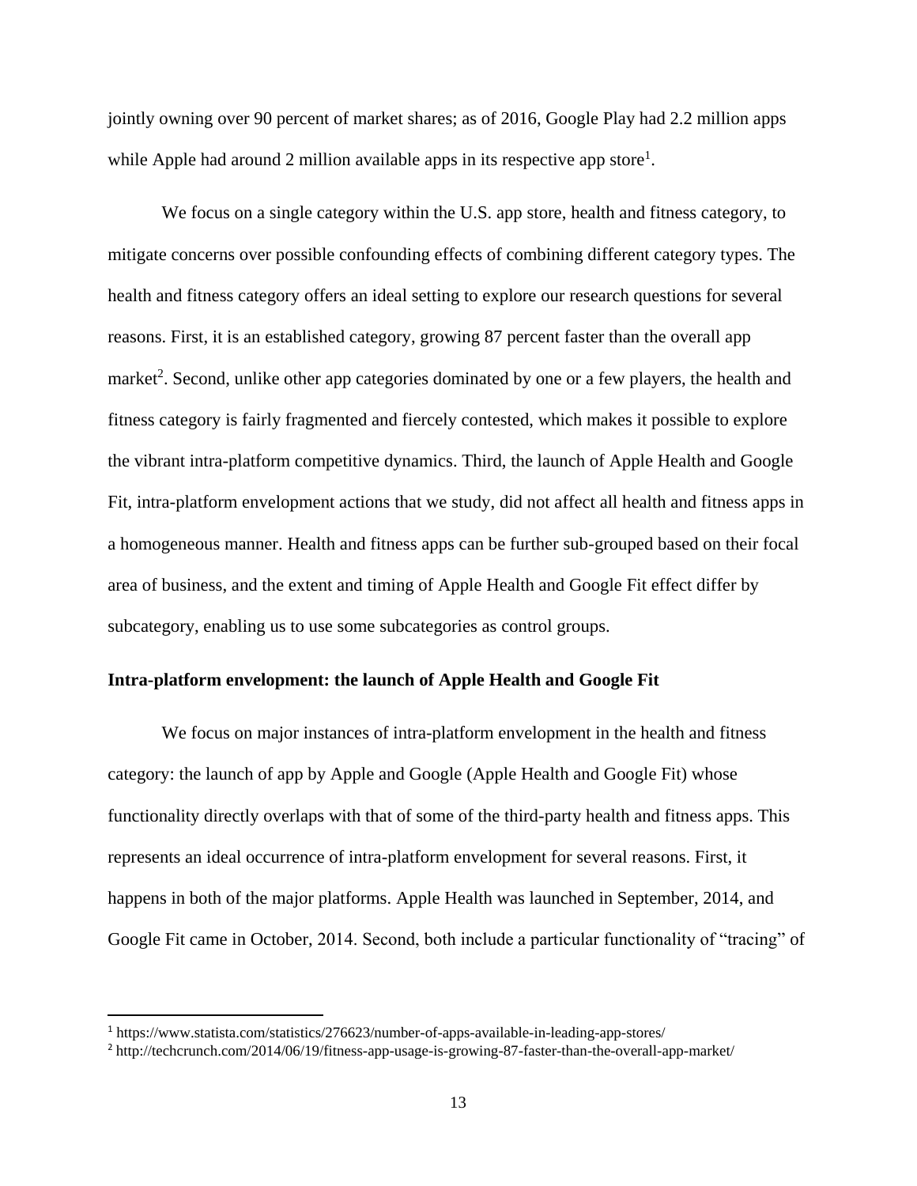jointly owning over 90 percent of market shares; as of 2016, Google Play had 2.2 million apps while Apple had around 2 million available apps in its respective app store[1].

We focus on a single category within the U.S. app store, health and fitness category, to mitigate concerns over possible confounding effects of combining different category types. The health and fitness category offers an ideal setting to explore our research questions for several reasons. First, it is an established category, growing 87 percent faster than the overall app market[2]. Second, unlike other app categories dominated by one or a few players, the health and fitness category is fairly fragmented and fiercely contested, which makes it possible to explore the vibrant intra-platform competitive dynamics. Third, the launch of Apple Health and Google Fit, intra-platform envelopment actions that we study, did not affect all health and fitness apps in a homogeneous manner. Health and fitness apps can be further sub-grouped based on their focal area of business, and the extent and timing of Apple Health and Google Fit effect differ by subcategory, enabling us to use some subcategories as control groups.

**Intra-platform envelopment: the launch of Apple Health and Google Fit**

We focus on major instances of intra-platform envelopment in the health and fitness category: the launch of app by Apple and Google (Apple Health and Google Fit) whose functionality directly overlaps with that of some of the third-party health and fitness apps. This represents an ideal occurrence of intra-platform envelopment for several reasons. First, it happens in both of the major platforms. Apple Health was launched in September, 2014, and Google Fit came in October, 2014. Second, both include a particular functionality of "tracing" of

[1] https://www.statista.com/statistics/276623/number-of-apps-available-in-leading-app-stores/

[2] http://techcrunch.com/2014/06/19/fitness-app-usage-is-growing-87-faster-than-the-overall-app-market/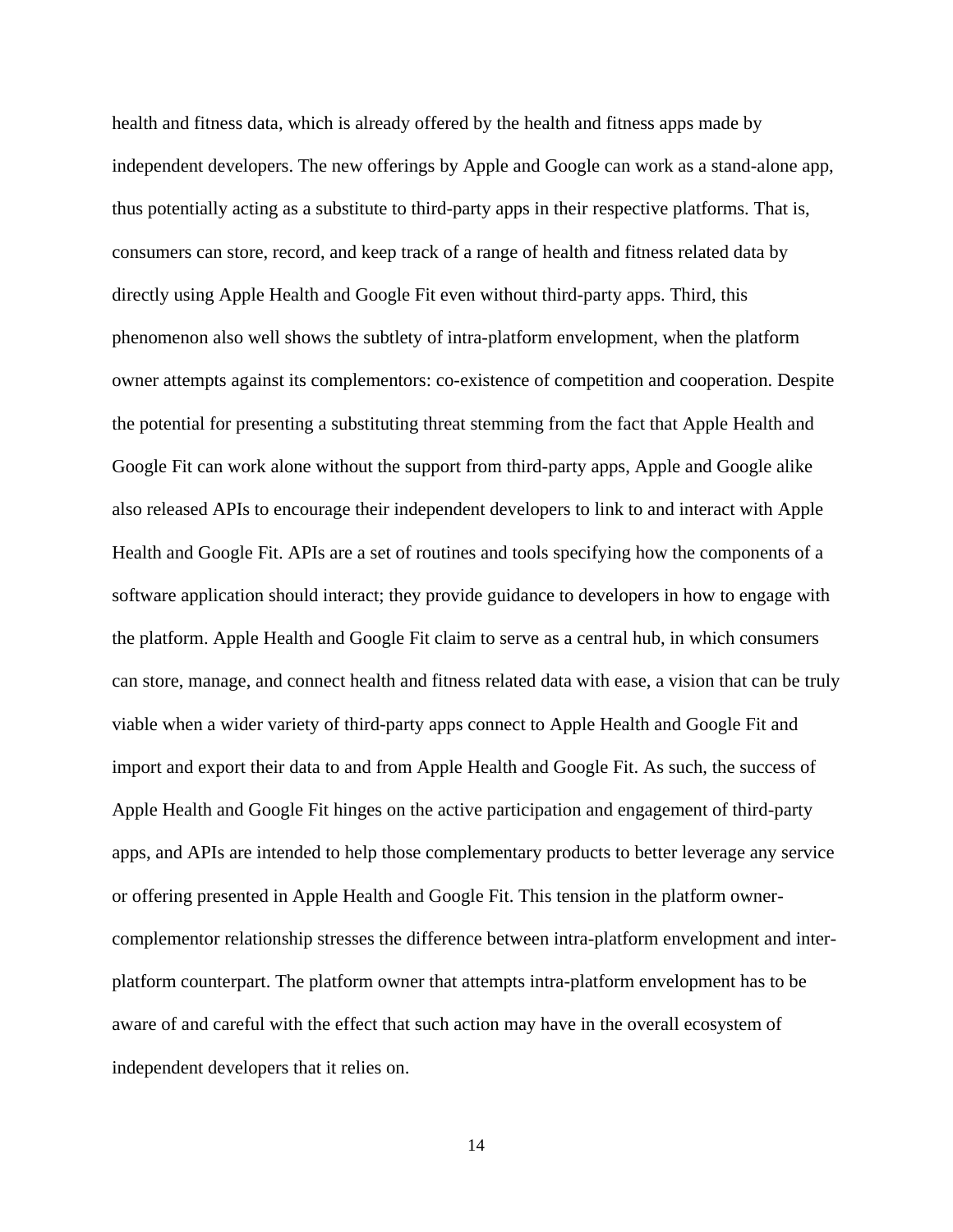health and fitness data, which is already offered by the health and fitness apps made by independent developers. The new offerings by Apple and Google can work as a stand-alone app, thus potentially acting as a substitute to third-party apps in their respective platforms. That is, consumers can store, record, and keep track of a range of health and fitness related data by directly using Apple Health and Google Fit even without third-party apps. Third, this phenomenon also well shows the subtlety of intra-platform envelopment, when the platform owner attempts against its complementors: co-existence of competition and cooperation. Despite the potential for presenting a substituting threat stemming from the fact that Apple Health and Google Fit can work alone without the support from third-party apps, Apple and Google alike also released APIs to encourage their independent developers to link to and interact with Apple Health and Google Fit. APIs are a set of routines and tools specifying how the components of a software application should interact; they provide guidance to developers in how to engage with the platform. Apple Health and Google Fit claim to serve as a central hub, in which consumers can store, manage, and connect health and fitness related data with ease, a vision that can be truly viable when a wider variety of third-party apps connect to Apple Health and Google Fit and import and export their data to and from Apple Health and Google Fit. As such, the success of Apple Health and Google Fit hinges on the active participation and engagement of third-party apps, and APIs are intended to help those complementary products to better leverage any service or offering presented in Apple Health and Google Fit. This tension in the platform owner-complementor relationship stresses the difference between intra-platform envelopment and inter-platform counterpart. The platform owner that attempts intra-platform envelopment has to be aware of and careful with the effect that such action may have in the overall ecosystem of independent developers that it relies on.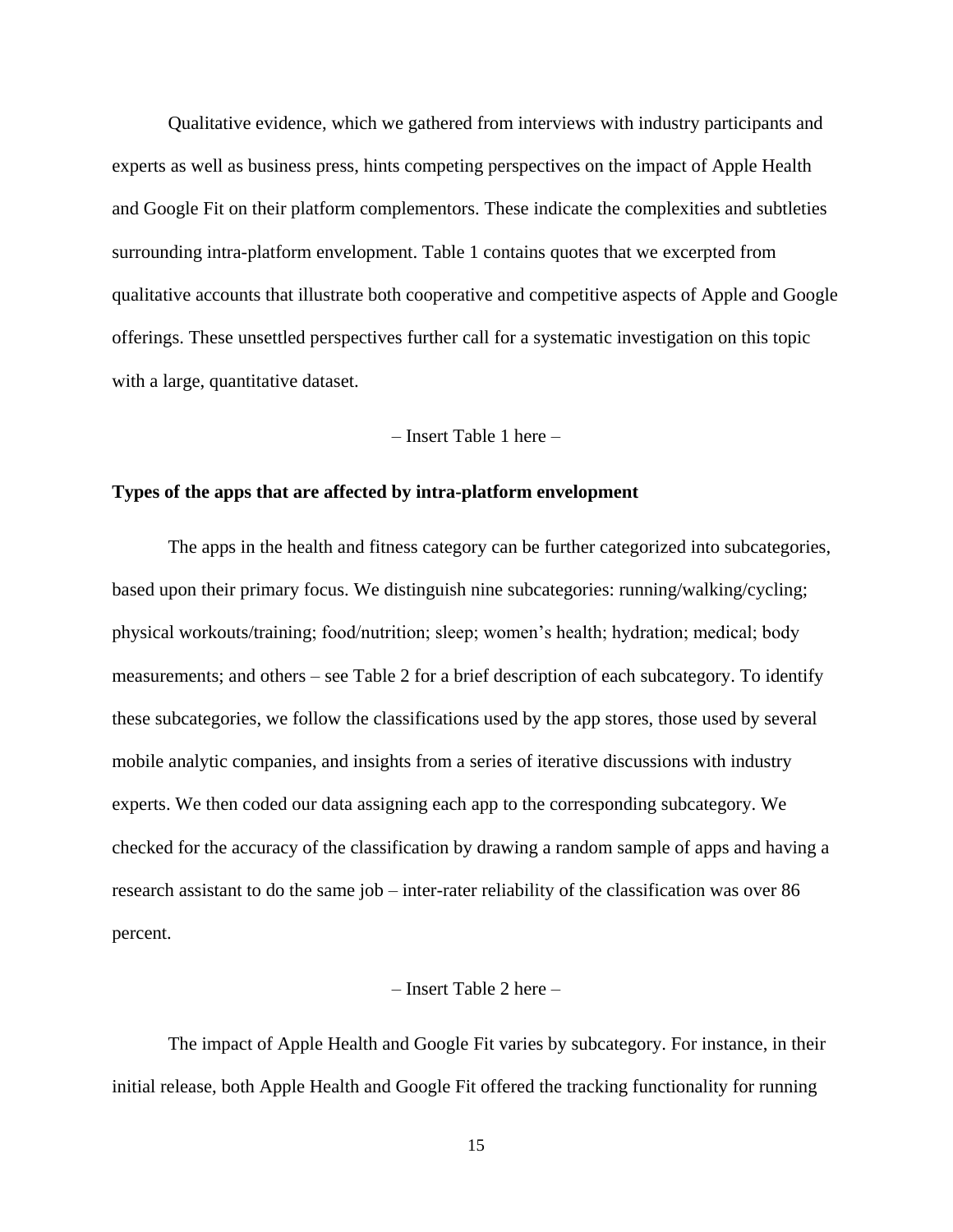Qualitative evidence, which we gathered from interviews with industry participants and experts as well as business press, hints competing perspectives on the impact of Apple Health and Google Fit on their platform complementors. These indicate the complexities and subtleties surrounding intra-platform envelopment. Table 1 contains quotes that we excerpted from qualitative accounts that illustrate both cooperative and competitive aspects of Apple and Google offerings. These unsettled perspectives further call for a systematic investigation on this topic with a large, quantitative dataset.

– Insert Table 1 here –

**Types of the apps that are affected by intra-platform envelopment**

The apps in the health and fitness category can be further categorized into subcategories, based upon their primary focus. We distinguish nine subcategories: running/walking/cycling; physical workouts/training; food/nutrition; sleep; women's health; hydration; medical; body measurements; and others – see Table 2 for a brief description of each subcategory. To identify these subcategories, we follow the classifications used by the app stores, those used by several mobile analytic companies, and insights from a series of iterative discussions with industry experts. We then coded our data assigning each app to the corresponding subcategory. We checked for the accuracy of the classification by drawing a random sample of apps and having a research assistant to do the same job – inter-rater reliability of the classification was over 86 percent.

– Insert Table 2 here –

The impact of Apple Health and Google Fit varies by subcategory. For instance, in their initial release, both Apple Health and Google Fit offered the tracking functionality for running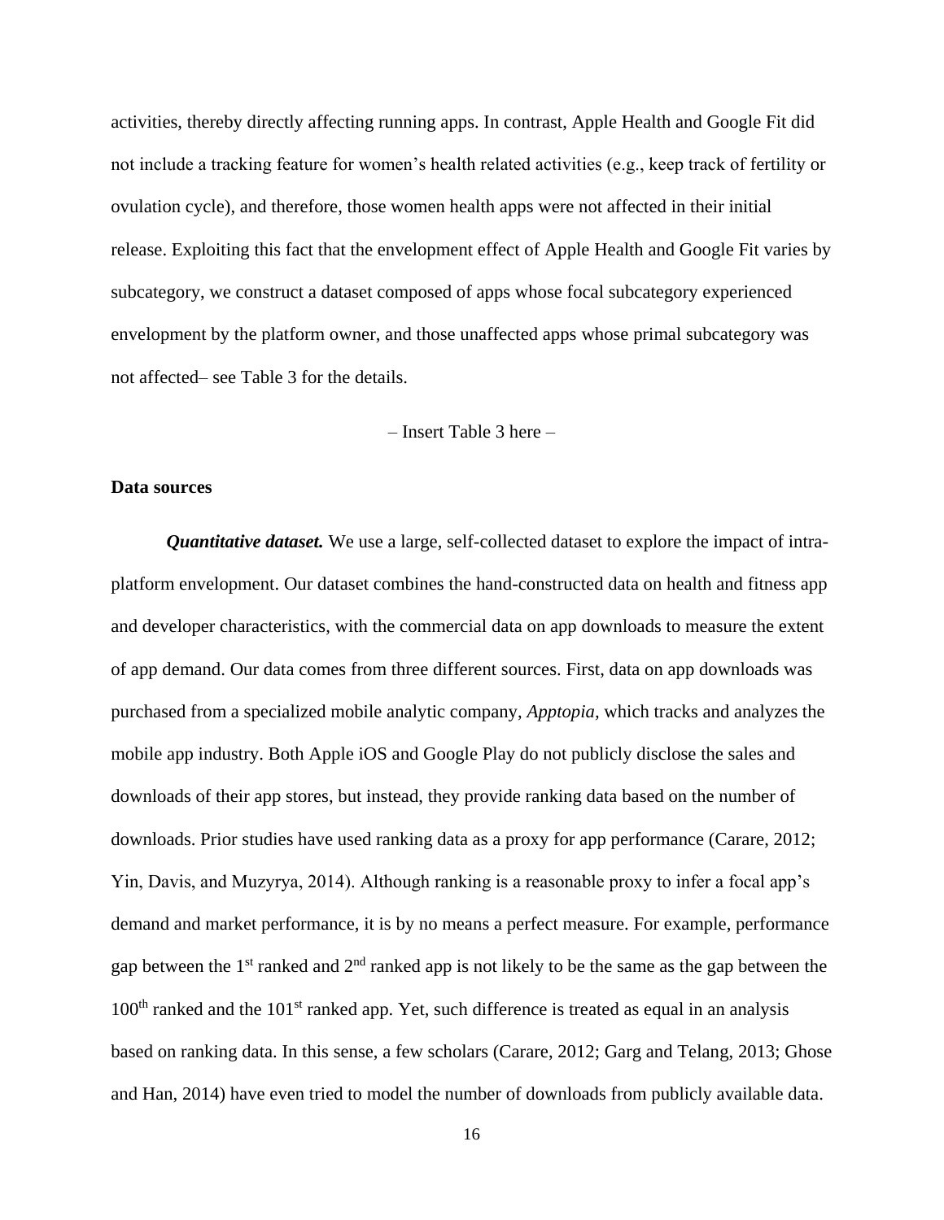activities, thereby directly affecting running apps. In contrast, Apple Health and Google Fit did not include a tracking feature for women's health related activities (e.g., keep track of fertility or ovulation cycle), and therefore, those women health apps were not affected in their initial release. Exploiting this fact that the envelopment effect of Apple Health and Google Fit varies by subcategory, we construct a dataset composed of apps whose focal subcategory experienced envelopment by the platform owner, and those unaffected apps whose primal subcategory was not affected– see Table 3 for the details.

– Insert Table 3 here –

**Data sources**

***Quantitative dataset.*** We use a large, self-collected dataset to explore the impact of intra-platform envelopment. Our dataset combines the hand-constructed data on health and fitness app and developer characteristics, with the commercial data on app downloads to measure the extent of app demand. Our data comes from three different sources. First, data on app downloads was purchased from a specialized mobile analytic company, *Apptopia,* which tracks and analyzes the mobile app industry. Both Apple iOS and Google Play do not publicly disclose the sales and downloads of their app stores, but instead, they provide ranking data based on the number of downloads. Prior studies have used ranking data as a proxy for app performance (Carare, 2012; Yin, Davis, and Muzyrya, 2014). Although ranking is a reasonable proxy to infer a focal app's demand and market performance, it is by no means a perfect measure. For example, performance gap between the 1st ranked and 2nd ranked app is not likely to be the same as the gap between the 100th ranked and the 101st ranked app. Yet, such difference is treated as equal in an analysis based on ranking data. In this sense, a few scholars (Carare, 2012; Garg and Telang, 2013; Ghose and Han, 2014) have even tried to model the number of downloads from publicly available data.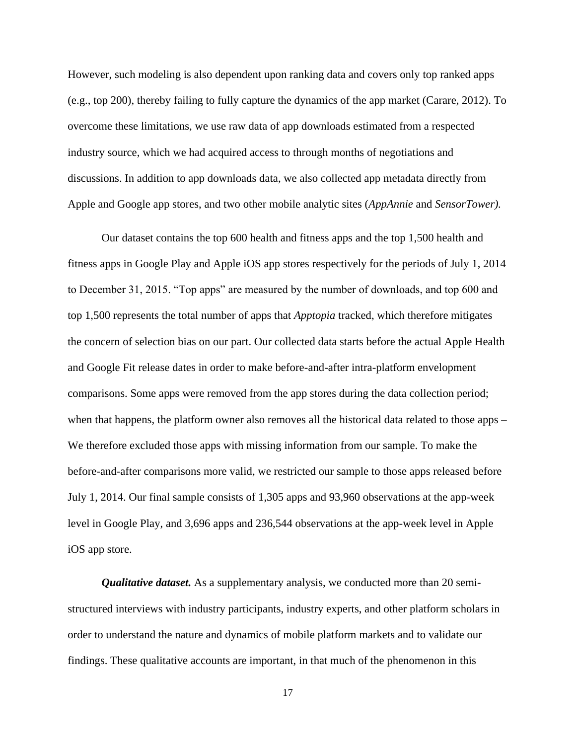However, such modeling is also dependent upon ranking data and covers only top ranked apps (e.g., top 200), thereby failing to fully capture the dynamics of the app market (Carare, 2012). To overcome these limitations, we use raw data of app downloads estimated from a respected industry source, which we had acquired access to through months of negotiations and discussions. In addition to app downloads data, we also collected app metadata directly from Apple and Google app stores, and two other mobile analytic sites (*AppAnnie* and *SensorTower).*

Our dataset contains the top 600 health and fitness apps and the top 1,500 health and fitness apps in Google Play and Apple iOS app stores respectively for the periods of July 1, 2014 to December 31, 2015. "Top apps" are measured by the number of downloads, and top 600 and top 1,500 represents the total number of apps that *Apptopia* tracked, which therefore mitigates the concern of selection bias on our part. Our collected data starts before the actual Apple Health and Google Fit release dates in order to make before-and-after intra-platform envelopment comparisons. Some apps were removed from the app stores during the data collection period; when that happens, the platform owner also removes all the historical data related to those apps – We therefore excluded those apps with missing information from our sample. To make the before-and-after comparisons more valid, we restricted our sample to those apps released before July 1, 2014. Our final sample consists of 1,305 apps and 93,960 observations at the app-week level in Google Play, and 3,696 apps and 236,544 observations at the app-week level in Apple iOS app store.

***Qualitative dataset.*** As a supplementary analysis, we conducted more than 20 semi-structured interviews with industry participants, industry experts, and other platform scholars in order to understand the nature and dynamics of mobile platform markets and to validate our findings. These qualitative accounts are important, in that much of the phenomenon in this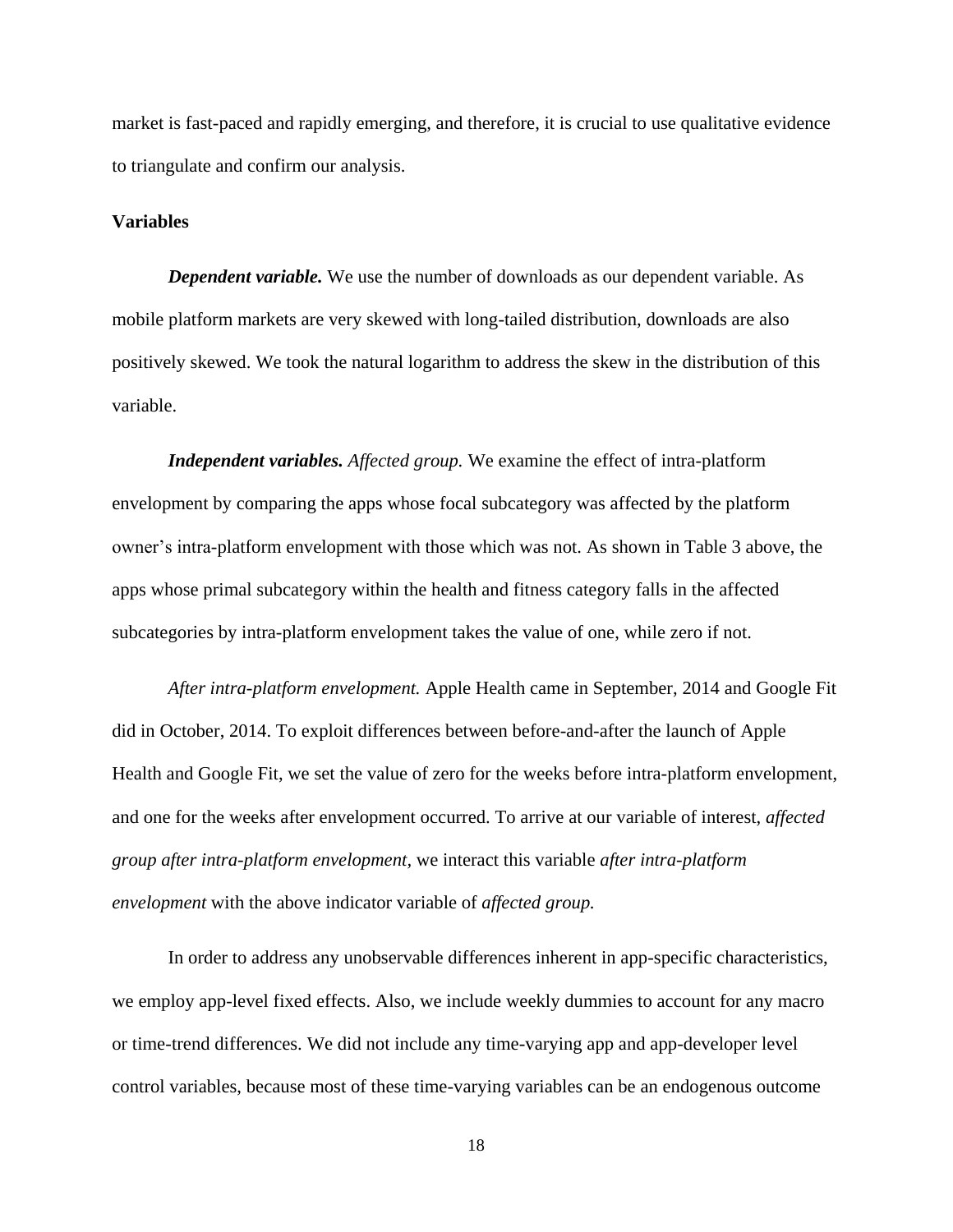market is fast-paced and rapidly emerging, and therefore, it is crucial to use qualitative evidence to triangulate and confirm our analysis.

**Variables**

***Dependent variable.*** We use the number of downloads as our dependent variable. As mobile platform markets are very skewed with long-tailed distribution, downloads are also positively skewed. We took the natural logarithm to address the skew in the distribution of this variable.

***Independent variables.*** *Affected group.* We examine the effect of intra-platform envelopment by comparing the apps whose focal subcategory was affected by the platform owner's intra-platform envelopment with those which was not. As shown in Table 3 above, the apps whose primal subcategory within the health and fitness category falls in the affected subcategories by intra-platform envelopment takes the value of one, while zero if not.

*After intra-platform envelopment.* Apple Health came in September, 2014 and Google Fit did in October, 2014. To exploit differences between before-and-after the launch of Apple Health and Google Fit, we set the value of zero for the weeks before intra-platform envelopment, and one for the weeks after envelopment occurred. To arrive at our variable of interest, *affected group after intra-platform envelopment*, we interact this variable *after intra-platform envelopment* with the above indicator variable of *affected group.*

In order to address any unobservable differences inherent in app-specific characteristics, we employ app-level fixed effects. Also, we include weekly dummies to account for any macro or time-trend differences. We did not include any time-varying app and app-developer level control variables, because most of these time-varying variables can be an endogenous outcome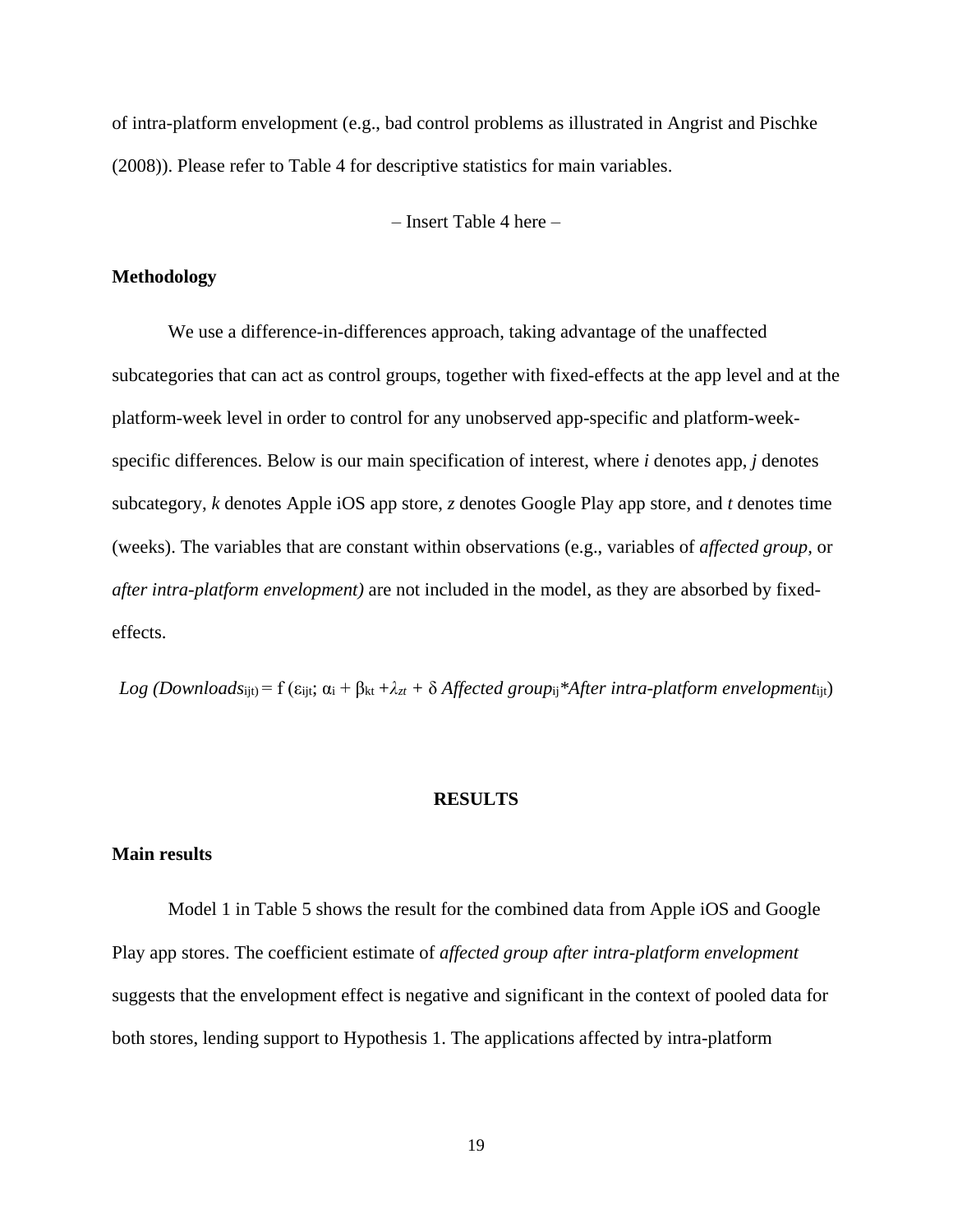of intra-platform envelopment (e.g., bad control problems as illustrated in Angrist and Pischke (2008)). Please refer to Table 4 for descriptive statistics for main variables.

– Insert Table 4 here –

### Methodology

We use a difference-in-differences approach, taking advantage of the unaffected subcategories that can act as control groups, together with fixed-effects at the app level and at the platform-week level in order to control for any unobserved app-specific and platform-week-specific differences. Below is our main specification of interest, where *i* denotes app, *j* denotes subcategory, *k* denotes Apple iOS app store, *z* denotes Google Play app store, and *t* denotes time (weeks). The variables that are constant within observations (e.g., variables of *affected group*, or *after intra-platform envelopment)* are not included in the model, as they are absorbed by fixed-effects.

$$Log\ (Downloads_{ijt}) = f\ (\varepsilon_{ijt};\ \alpha_i + \beta_{kt} + \lambda_{zt} + \delta\ Affected\ group_{ij} * After\ intra\text{-}platform\ envelopment_{ijt})$$

## RESULTS

### Main results

Model 1 in Table 5 shows the result for the combined data from Apple iOS and Google Play app stores. The coefficient estimate of *affected group after intra-platform envelopment* suggests that the envelopment effect is negative and significant in the context of pooled data for both stores, lending support to Hypothesis 1. The applications affected by intra-platform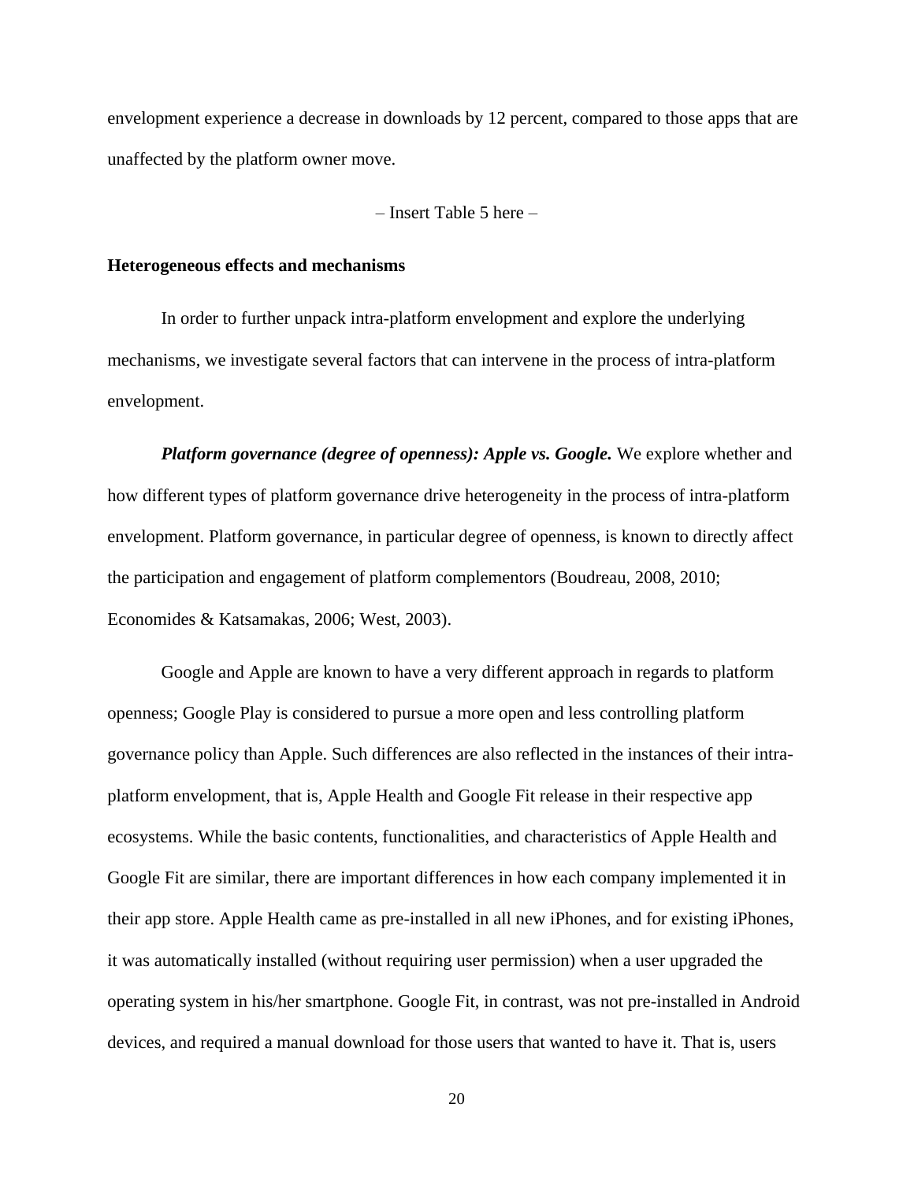envelopment experience a decrease in downloads by 12 percent, compared to those apps that are unaffected by the platform owner move.

– Insert Table 5 here –

### Heterogeneous effects and mechanisms

In order to further unpack intra-platform envelopment and explore the underlying mechanisms, we investigate several factors that can intervene in the process of intra-platform envelopment.

***Platform governance (degree of openness): Apple vs. Google.*** We explore whether and how different types of platform governance drive heterogeneity in the process of intra-platform envelopment. Platform governance, in particular degree of openness, is known to directly affect the participation and engagement of platform complementors (Boudreau, 2008, 2010; Economides & Katsamakas, 2006; West, 2003).

Google and Apple are known to have a very different approach in regards to platform openness; Google Play is considered to pursue a more open and less controlling platform governance policy than Apple. Such differences are also reflected in the instances of their intra-platform envelopment, that is, Apple Health and Google Fit release in their respective app ecosystems. While the basic contents, functionalities, and characteristics of Apple Health and Google Fit are similar, there are important differences in how each company implemented it in their app store. Apple Health came as pre-installed in all new iPhones, and for existing iPhones, it was automatically installed (without requiring user permission) when a user upgraded the operating system in his/her smartphone. Google Fit, in contrast, was not pre-installed in Android devices, and required a manual download for those users that wanted to have it. That is, users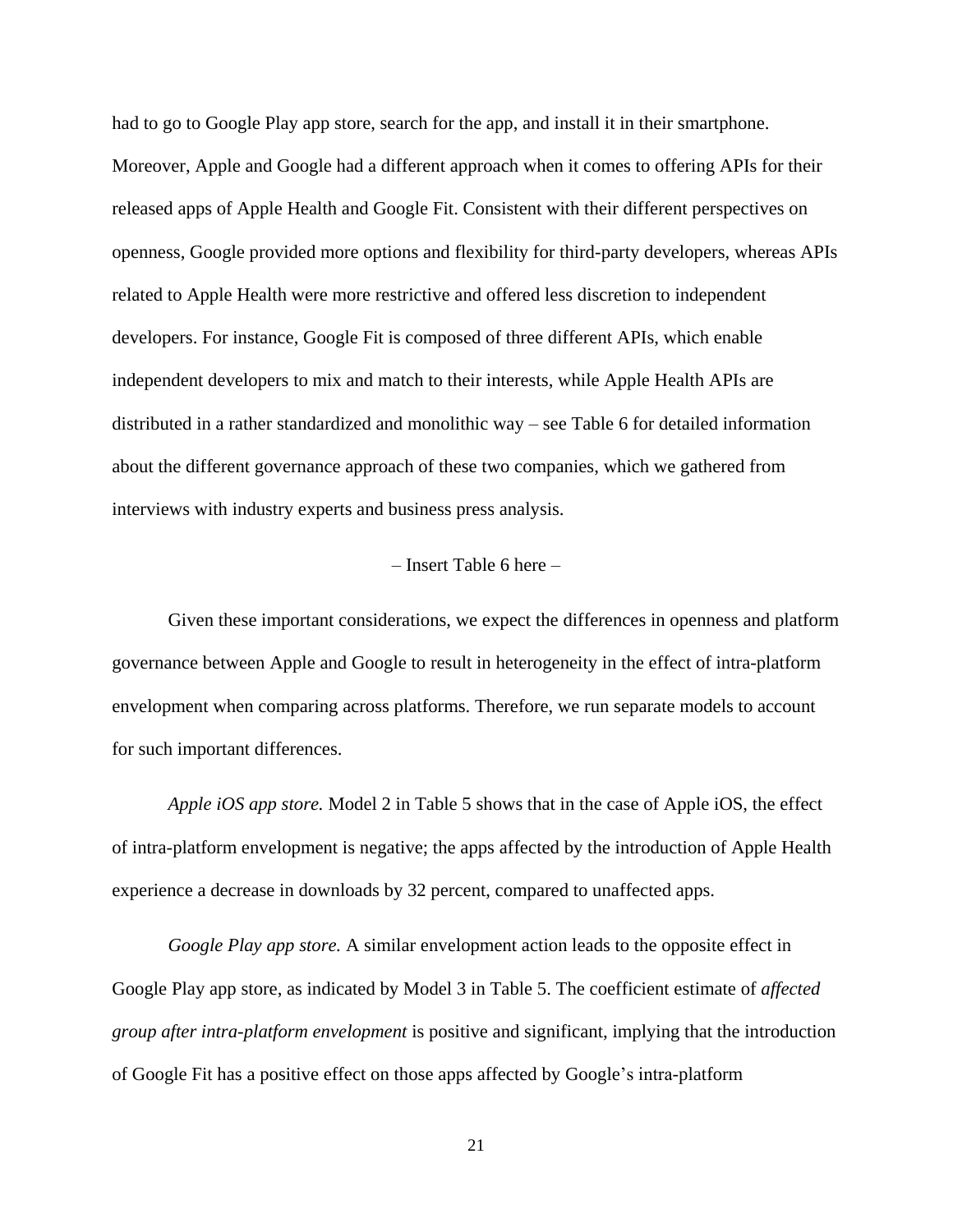had to go to Google Play app store, search for the app, and install it in their smartphone. Moreover, Apple and Google had a different approach when it comes to offering APIs for their released apps of Apple Health and Google Fit. Consistent with their different perspectives on openness, Google provided more options and flexibility for third-party developers, whereas APIs related to Apple Health were more restrictive and offered less discretion to independent developers. For instance, Google Fit is composed of three different APIs, which enable independent developers to mix and match to their interests, while Apple Health APIs are distributed in a rather standardized and monolithic way – see Table 6 for detailed information about the different governance approach of these two companies, which we gathered from interviews with industry experts and business press analysis.

– Insert Table 6 here –

Given these important considerations, we expect the differences in openness and platform governance between Apple and Google to result in heterogeneity in the effect of intra-platform envelopment when comparing across platforms. Therefore, we run separate models to account for such important differences.

*Apple iOS app store.* Model 2 in Table 5 shows that in the case of Apple iOS, the effect of intra-platform envelopment is negative; the apps affected by the introduction of Apple Health experience a decrease in downloads by 32 percent, compared to unaffected apps.

*Google Play app store.* A similar envelopment action leads to the opposite effect in Google Play app store, as indicated by Model 3 in Table 5. The coefficient estimate of *affected group after intra-platform envelopment* is positive and significant, implying that the introduction of Google Fit has a positive effect on those apps affected by Google's intra-platform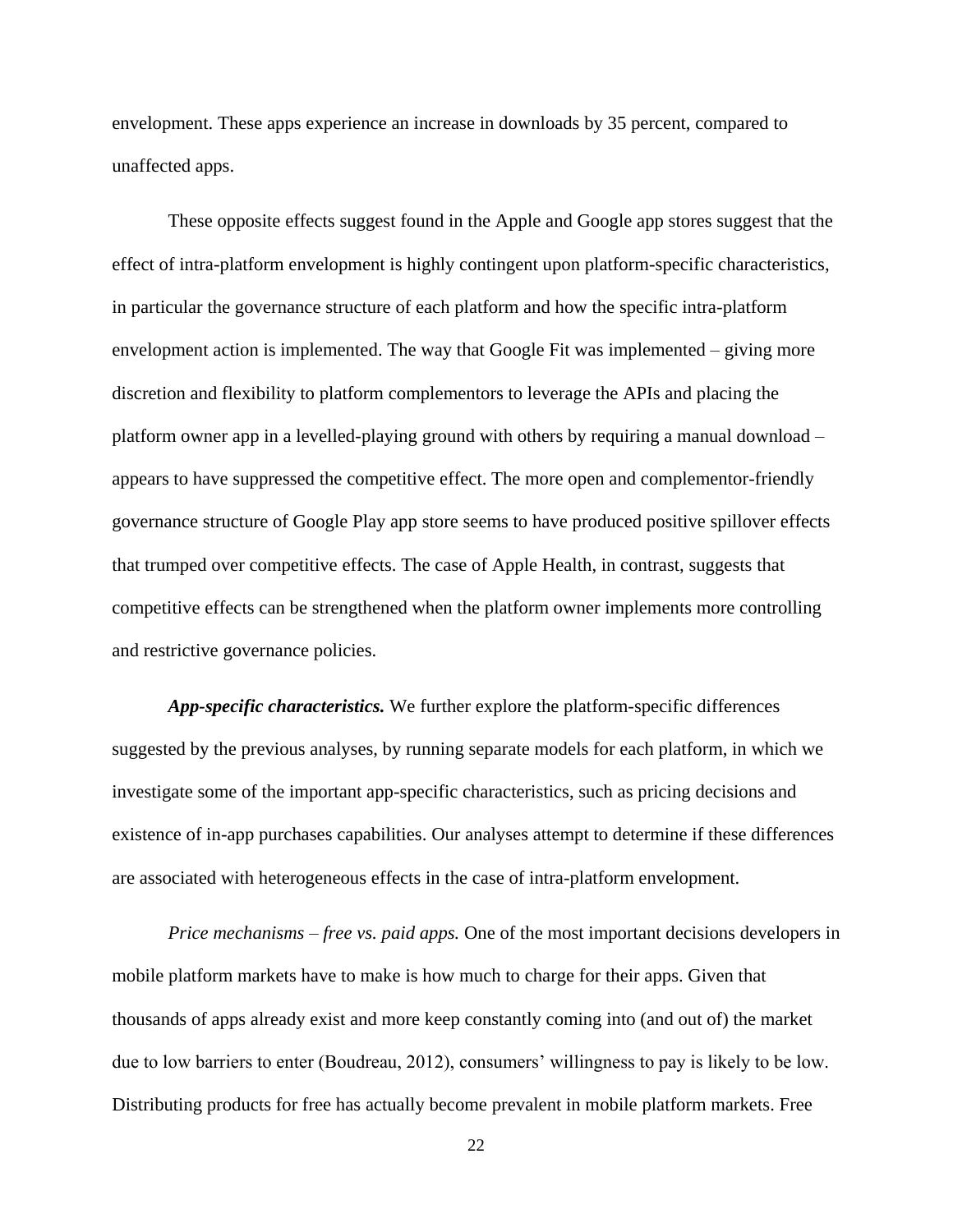envelopment. These apps experience an increase in downloads by 35 percent, compared to unaffected apps.

These opposite effects suggest found in the Apple and Google app stores suggest that the effect of intra-platform envelopment is highly contingent upon platform-specific characteristics, in particular the governance structure of each platform and how the specific intra-platform envelopment action is implemented. The way that Google Fit was implemented – giving more discretion and flexibility to platform complementors to leverage the APIs and placing the platform owner app in a levelled-playing ground with others by requiring a manual download – appears to have suppressed the competitive effect. The more open and complementor-friendly governance structure of Google Play app store seems to have produced positive spillover effects that trumped over competitive effects. The case of Apple Health, in contrast, suggests that competitive effects can be strengthened when the platform owner implements more controlling and restrictive governance policies.

***App-specific characteristics.*** We further explore the platform-specific differences suggested by the previous analyses, by running separate models for each platform, in which we investigate some of the important app-specific characteristics, such as pricing decisions and existence of in-app purchases capabilities. Our analyses attempt to determine if these differences are associated with heterogeneous effects in the case of intra-platform envelopment.

*Price mechanisms – free vs. paid apps.* One of the most important decisions developers in mobile platform markets have to make is how much to charge for their apps. Given that thousands of apps already exist and more keep constantly coming into (and out of) the market due to low barriers to enter (Boudreau, 2012), consumers' willingness to pay is likely to be low. Distributing products for free has actually become prevalent in mobile platform markets. Free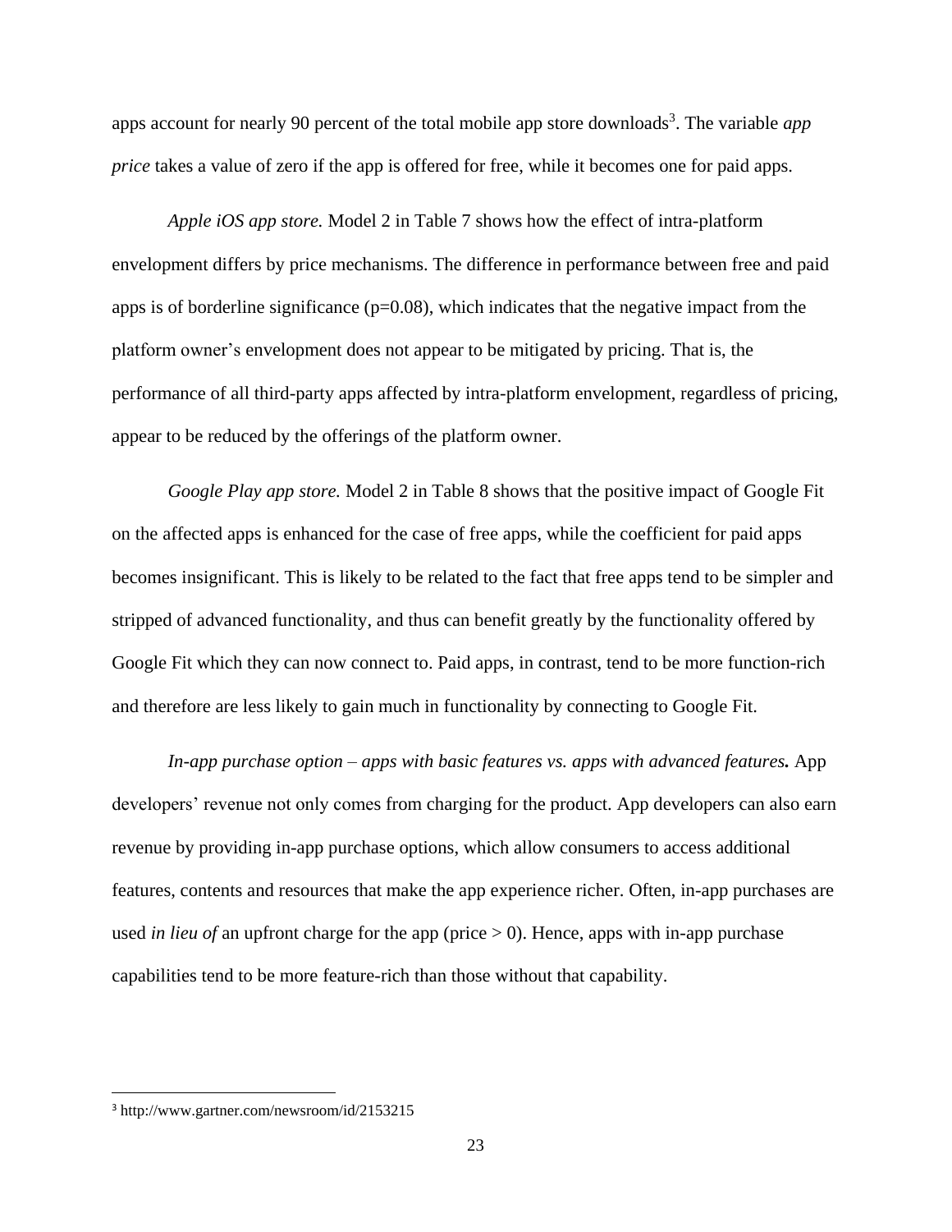apps account for nearly 90 percent of the total mobile app store downloads[3]. The variable *app price* takes a value of zero if the app is offered for free, while it becomes one for paid apps.

*Apple iOS app store.* Model 2 in Table 7 shows how the effect of intra-platform envelopment differs by price mechanisms. The difference in performance between free and paid apps is of borderline significance ($p=0.08$), which indicates that the negative impact from the platform owner's envelopment does not appear to be mitigated by pricing. That is, the performance of all third-party apps affected by intra-platform envelopment, regardless of pricing, appear to be reduced by the offerings of the platform owner.

*Google Play app store.* Model 2 in Table 8 shows that the positive impact of Google Fit on the affected apps is enhanced for the case of free apps, while the coefficient for paid apps becomes insignificant. This is likely to be related to the fact that free apps tend to be simpler and stripped of advanced functionality, and thus can benefit greatly by the functionality offered by Google Fit which they can now connect to. Paid apps, in contrast, tend to be more function-rich and therefore are less likely to gain much in functionality by connecting to Google Fit.

*In-app purchase option – apps with basic features vs. apps with advanced features.* App developers' revenue not only comes from charging for the product. App developers can also earn revenue by providing in-app purchase options, which allow consumers to access additional features, contents and resources that make the app experience richer. Often, in-app purchases are used *in lieu of* an upfront charge for the app (price > 0). Hence, apps with in-app purchase capabilities tend to be more feature-rich than those without that capability.

[3] http://www.gartner.com/newsroom/id/2153215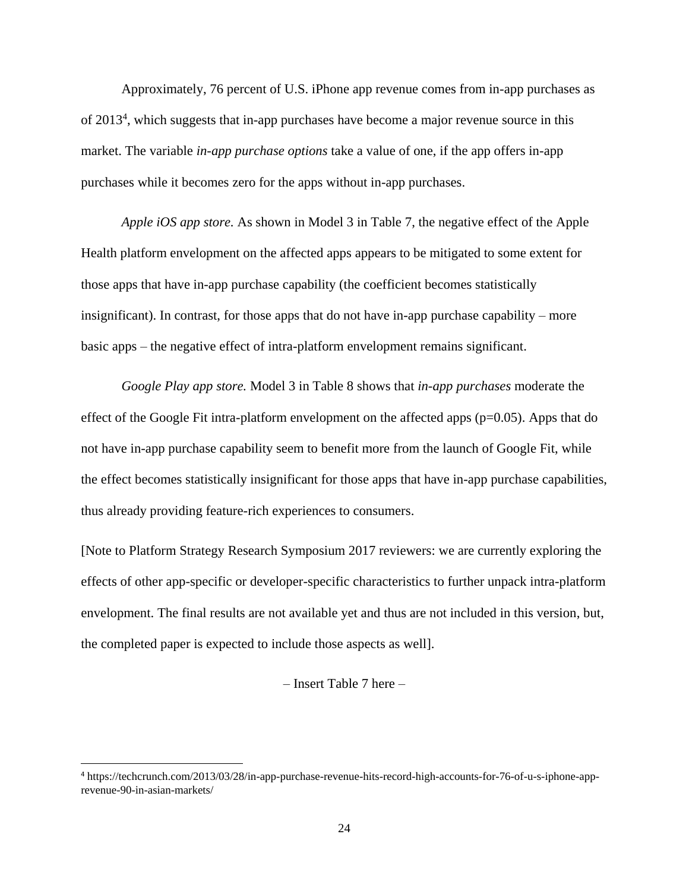Approximately, 76 percent of U.S. iPhone app revenue comes from in-app purchases as of 2013[4], which suggests that in-app purchases have become a major revenue source in this market. The variable *in-app purchase options* take a value of one, if the app offers in-app purchases while it becomes zero for the apps without in-app purchases.

*Apple iOS app store.* As shown in Model 3 in Table 7, the negative effect of the Apple Health platform envelopment on the affected apps appears to be mitigated to some extent for those apps that have in-app purchase capability (the coefficient becomes statistically insignificant). In contrast, for those apps that do not have in-app purchase capability – more basic apps – the negative effect of intra-platform envelopment remains significant.

*Google Play app store.* Model 3 in Table 8 shows that *in-app purchases* moderate the effect of the Google Fit intra-platform envelopment on the affected apps ($p=0.05$). Apps that do not have in-app purchase capability seem to benefit more from the launch of Google Fit, while the effect becomes statistically insignificant for those apps that have in-app purchase capabilities, thus already providing feature-rich experiences to consumers.

[Note to Platform Strategy Research Symposium 2017 reviewers: we are currently exploring the effects of other app-specific or developer-specific characteristics to further unpack intra-platform envelopment. The final results are not available yet and thus are not included in this version, but, the completed paper is expected to include those aspects as well].

– Insert Table 7 here –

[4] https://techcrunch.com/2013/03/28/in-app-purchase-revenue-hits-record-high-accounts-for-76-of-u-s-iphone-app-revenue-90-in-asian-markets/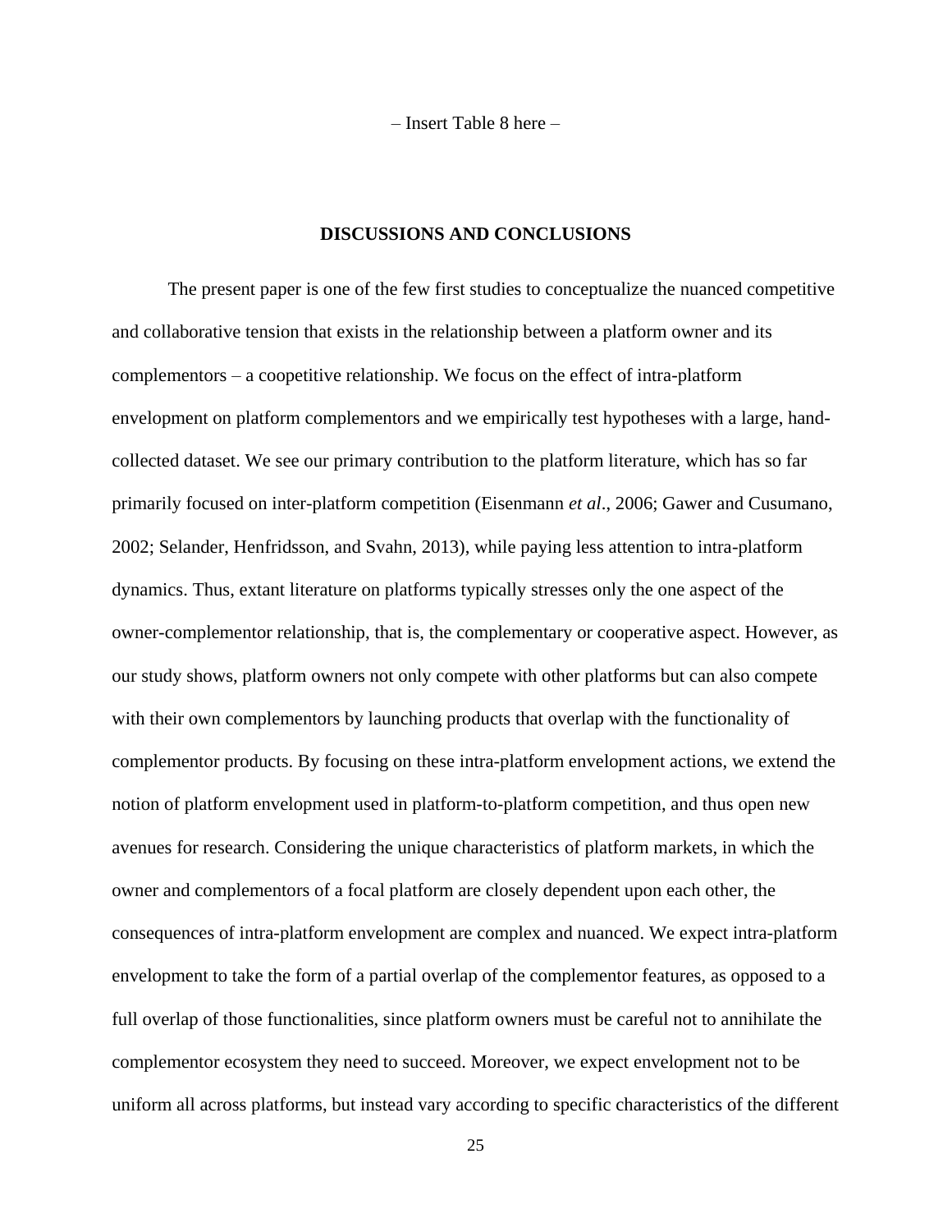– Insert Table 8 here –

## DISCUSSIONS AND CONCLUSIONS

The present paper is one of the few first studies to conceptualize the nuanced competitive and collaborative tension that exists in the relationship between a platform owner and its complementors – a coopetitive relationship. We focus on the effect of intra-platform envelopment on platform complementors and we empirically test hypotheses with a large, hand-collected dataset. We see our primary contribution to the platform literature, which has so far primarily focused on inter-platform competition (Eisenmann *et al*., 2006; Gawer and Cusumano, 2002; Selander, Henfridsson, and Svahn, 2013), while paying less attention to intra-platform dynamics. Thus, extant literature on platforms typically stresses only the one aspect of the owner-complementor relationship, that is, the complementary or cooperative aspect. However, as our study shows, platform owners not only compete with other platforms but can also compete with their own complementors by launching products that overlap with the functionality of complementor products. By focusing on these intra-platform envelopment actions, we extend the notion of platform envelopment used in platform-to-platform competition, and thus open new avenues for research. Considering the unique characteristics of platform markets, in which the owner and complementors of a focal platform are closely dependent upon each other, the consequences of intra-platform envelopment are complex and nuanced. We expect intra-platform envelopment to take the form of a partial overlap of the complementor features, as opposed to a full overlap of those functionalities, since platform owners must be careful not to annihilate the complementor ecosystem they need to succeed. Moreover, we expect envelopment not to be uniform all across platforms, but instead vary according to specific characteristics of the different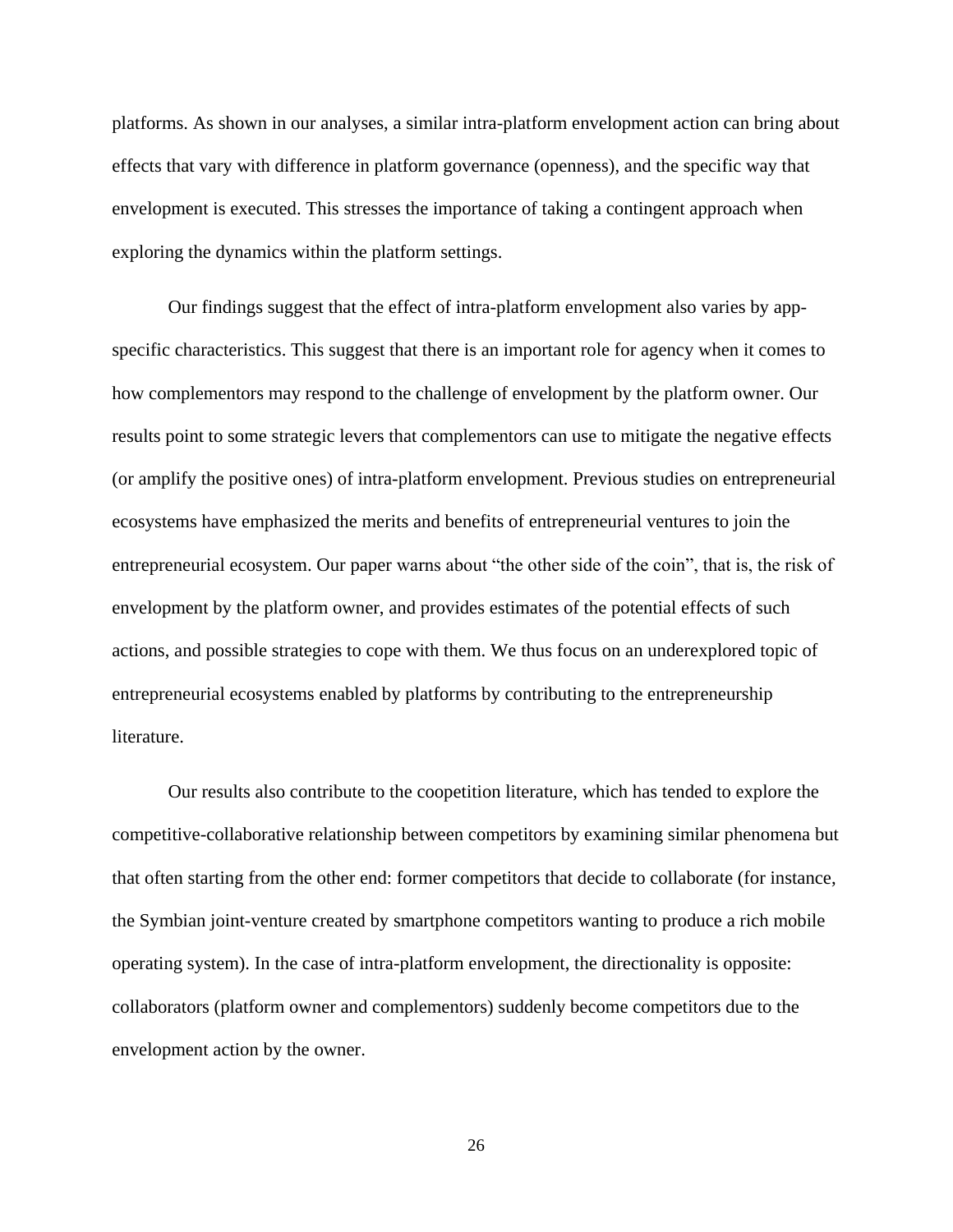platforms. As shown in our analyses, a similar intra-platform envelopment action can bring about effects that vary with difference in platform governance (openness), and the specific way that envelopment is executed. This stresses the importance of taking a contingent approach when exploring the dynamics within the platform settings.

Our findings suggest that the effect of intra-platform envelopment also varies by app-specific characteristics. This suggest that there is an important role for agency when it comes to how complementors may respond to the challenge of envelopment by the platform owner. Our results point to some strategic levers that complementors can use to mitigate the negative effects (or amplify the positive ones) of intra-platform envelopment. Previous studies on entrepreneurial ecosystems have emphasized the merits and benefits of entrepreneurial ventures to join the entrepreneurial ecosystem. Our paper warns about "the other side of the coin", that is, the risk of envelopment by the platform owner, and provides estimates of the potential effects of such actions, and possible strategies to cope with them. We thus focus on an underexplored topic of entrepreneurial ecosystems enabled by platforms by contributing to the entrepreneurship literature.

Our results also contribute to the coopetition literature, which has tended to explore the competitive-collaborative relationship between competitors by examining similar phenomena but that often starting from the other end: former competitors that decide to collaborate (for instance, the Symbian joint-venture created by smartphone competitors wanting to produce a rich mobile operating system). In the case of intra-platform envelopment, the directionality is opposite: collaborators (platform owner and complementors) suddenly become competitors due to the envelopment action by the owner.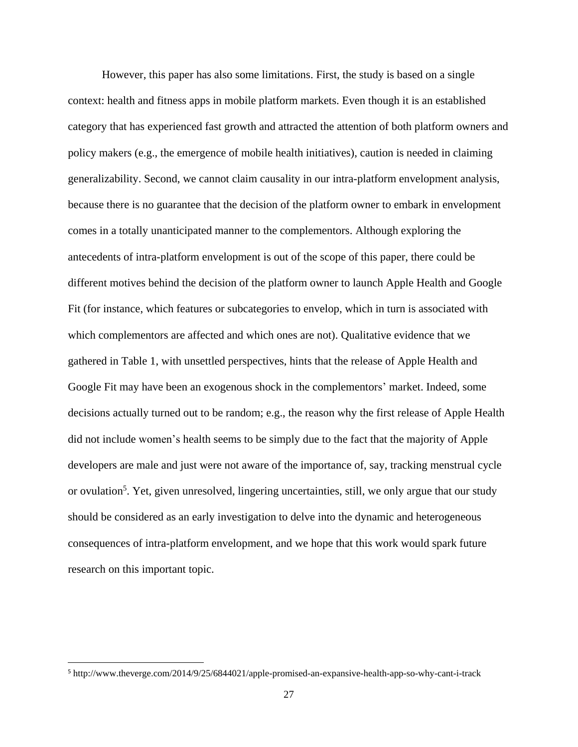However, this paper has also some limitations. First, the study is based on a single context: health and fitness apps in mobile platform markets. Even though it is an established category that has experienced fast growth and attracted the attention of both platform owners and policy makers (e.g., the emergence of mobile health initiatives), caution is needed in claiming generalizability. Second, we cannot claim causality in our intra-platform envelopment analysis, because there is no guarantee that the decision of the platform owner to embark in envelopment comes in a totally unanticipated manner to the complementors. Although exploring the antecedents of intra-platform envelopment is out of the scope of this paper, there could be different motives behind the decision of the platform owner to launch Apple Health and Google Fit (for instance, which features or subcategories to envelop, which in turn is associated with which complementors are affected and which ones are not). Qualitative evidence that we gathered in Table 1, with unsettled perspectives, hints that the release of Apple Health and Google Fit may have been an exogenous shock in the complementors' market. Indeed, some decisions actually turned out to be random; e.g., the reason why the first release of Apple Health did not include women's health seems to be simply due to the fact that the majority of Apple developers are male and just were not aware of the importance of, say, tracking menstrual cycle or ovulation[5]. Yet, given unresolved, lingering uncertainties, still, we only argue that our study should be considered as an early investigation to delve into the dynamic and heterogeneous consequences of intra-platform envelopment, and we hope that this work would spark future research on this important topic.

[5] http://www.theverge.com/2014/9/25/6844021/apple-promised-an-expansive-health-app-so-why-cant-i-track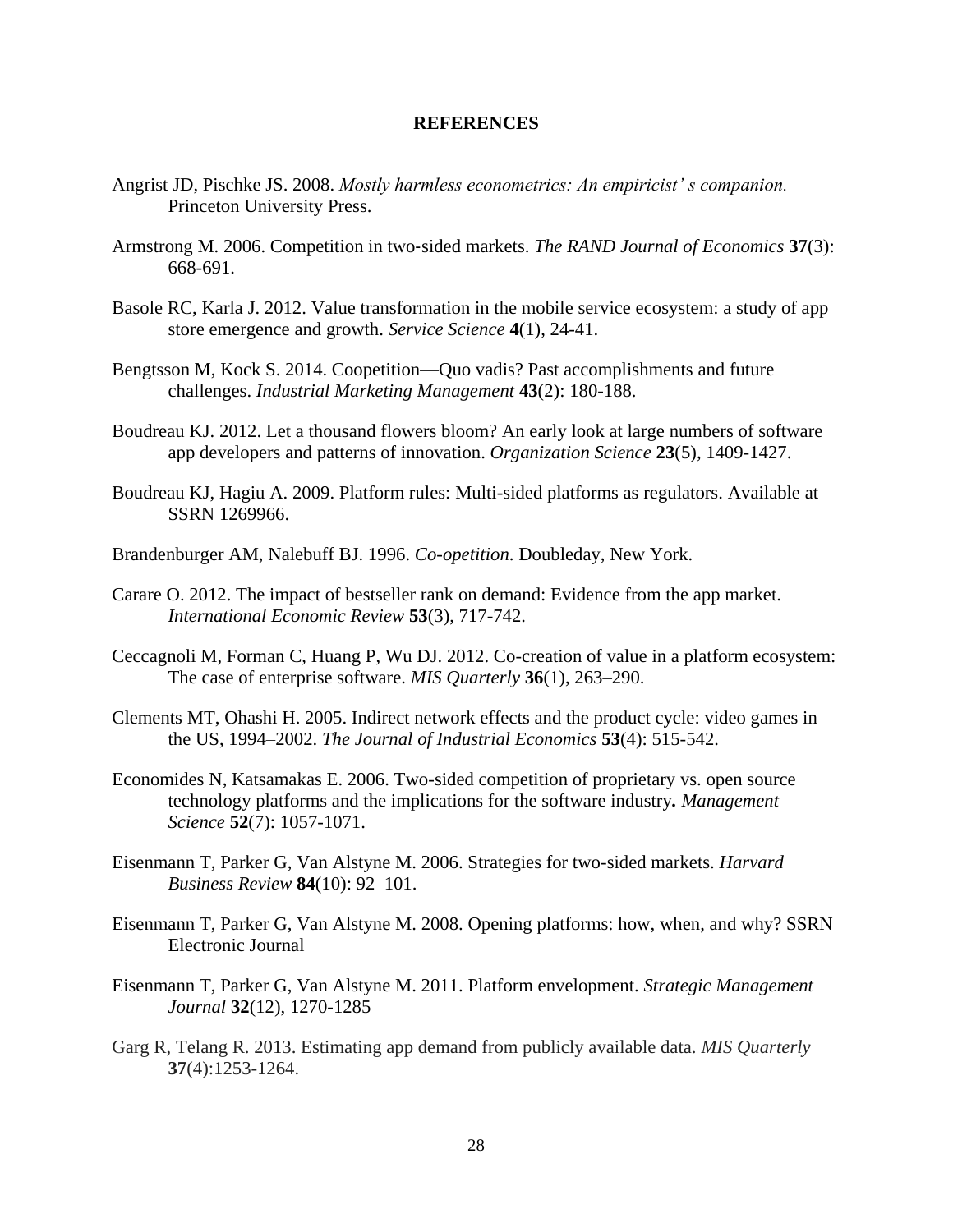# REFERENCES

Angrist JD, Pischke JS. 2008. *Mostly harmless econometrics: An empiricist' s companion.* Princeton University Press.

Armstrong M. 2006. Competition in two‐sided markets. *The RAND Journal of Economics* **37**(3): 668-691.

Basole RC, Karla J. 2012. Value transformation in the mobile service ecosystem: a study of app store emergence and growth. *Service Science* **4**(1), 24-41.

Bengtsson M, Kock S. 2014. Coopetition—Quo vadis? Past accomplishments and future challenges. *Industrial Marketing Management* **43**(2): 180-188.

Boudreau KJ. 2012. Let a thousand flowers bloom? An early look at large numbers of software app developers and patterns of innovation. *Organization Science* **23**(5), 1409-1427.

Boudreau KJ, Hagiu A. 2009. Platform rules: Multi-sided platforms as regulators. Available at SSRN 1269966.

Brandenburger AM, Nalebuff BJ. 1996. *Co-opetition*. Doubleday, New York.

Carare O. 2012. The impact of bestseller rank on demand: Evidence from the app market. *International Economic Review* **53**(3), 717-742.

Ceccagnoli M, Forman C, Huang P, Wu DJ. 2012. Co-creation of value in a platform ecosystem: The case of enterprise software. *MIS Quarterly* **36**(1), 263–290.

Clements MT, Ohashi H. 2005. Indirect network effects and the product cycle: video games in the US, 1994–2002. *The Journal of Industrial Economics* **53**(4): 515-542.

Economides N, Katsamakas E. 2006. Two-sided competition of proprietary vs. open source technology platforms and the implications for the software industry**.** *Management Science* **52**(7): 1057-1071.

Eisenmann T, Parker G, Van Alstyne M. 2006. Strategies for two-sided markets. *Harvard Business Review* **84**(10): 92–101.

Eisenmann T, Parker G, Van Alstyne M. 2008. Opening platforms: how, when, and why? SSRN Electronic Journal

Eisenmann T, Parker G, Van Alstyne M. 2011. Platform envelopment. *Strategic Management Journal* **32**(12), 1270-1285

Garg R, Telang R. 2013. Estimating app demand from publicly available data. *MIS Quarterly* **37**(4):1253-1264.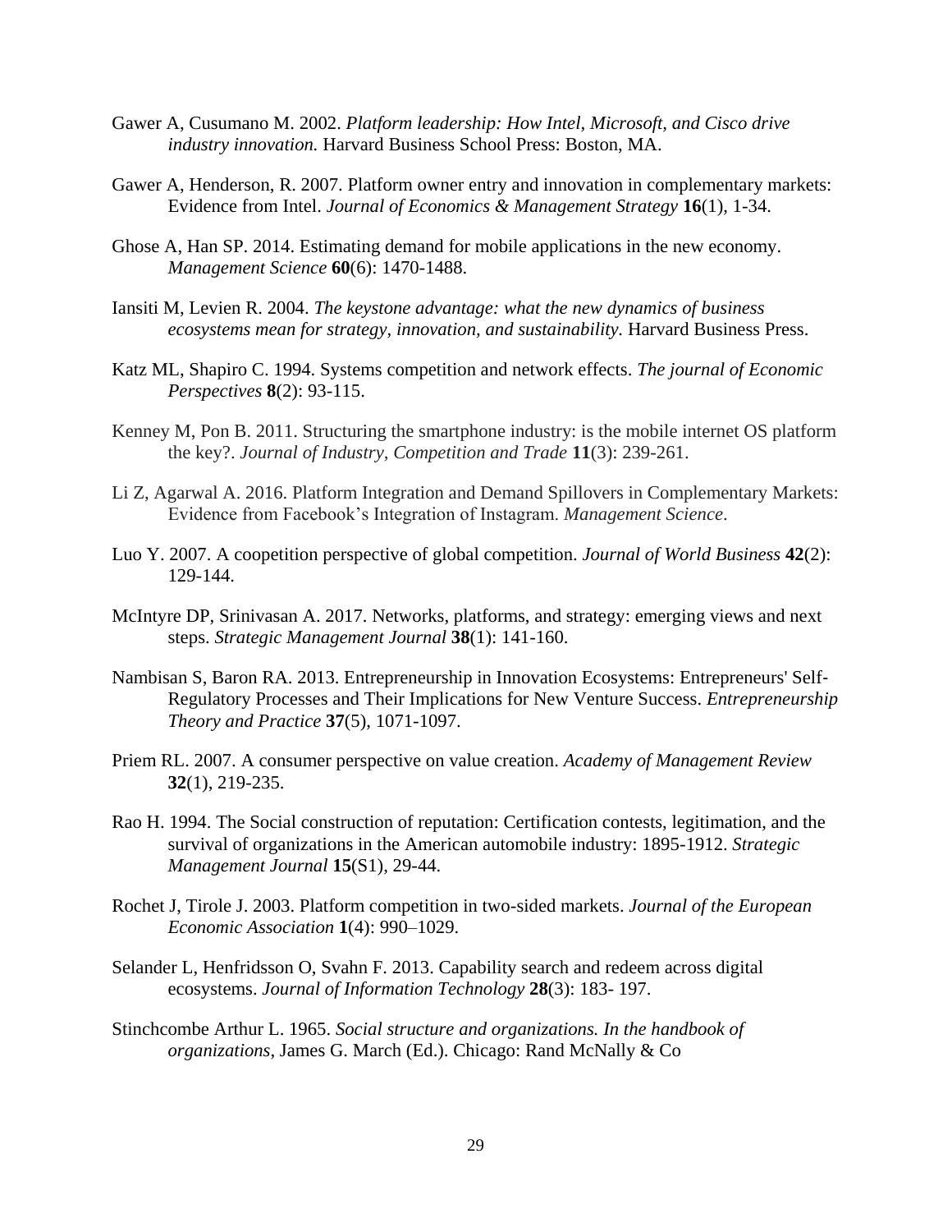Gawer A, Cusumano M. 2002. *Platform leadership: How Intel, Microsoft, and Cisco drive industry innovation.* Harvard Business School Press: Boston, MA.

Gawer A, Henderson, R. 2007. Platform owner entry and innovation in complementary markets: Evidence from Intel. *Journal of Economics & Management Strategy* **16**(1), 1-34.

Ghose A, Han SP. 2014. Estimating demand for mobile applications in the new economy. *Management Science* **60**(6): 1470-1488.

Iansiti M, Levien R. 2004. *The keystone advantage: what the new dynamics of business ecosystems mean for strategy, innovation, and sustainability.* Harvard Business Press.

Katz ML, Shapiro C. 1994. Systems competition and network effects. *The journal of Economic Perspectives* **8**(2): 93-115.

Kenney M, Pon B. 2011. Structuring the smartphone industry: is the mobile internet OS platform the key?. *Journal of Industry, Competition and Trade* **11**(3): 239-261.

Li Z, Agarwal A. 2016. Platform Integration and Demand Spillovers in Complementary Markets: Evidence from Facebook's Integration of Instagram. *Management Science*.

Luo Y. 2007. A coopetition perspective of global competition. *Journal of World Business* **42**(2): 129-144.

McIntyre DP, Srinivasan A. 2017. Networks, platforms, and strategy: emerging views and next steps. *Strategic Management Journal* **38**(1): 141-160.

Nambisan S, Baron RA. 2013. Entrepreneurship in Innovation Ecosystems: Entrepreneurs' Self-Regulatory Processes and Their Implications for New Venture Success. *Entrepreneurship Theory and Practice* **37**(5), 1071-1097.

Priem RL. 2007. A consumer perspective on value creation. *Academy of Management Review* **32**(1), 219-235.

Rao H. 1994. The Social construction of reputation: Certification contests, legitimation, and the survival of organizations in the American automobile industry: 1895-1912. *Strategic Management Journal* **15**(S1), 29-44.

Rochet J, Tirole J. 2003. Platform competition in two-sided markets. *Journal of the European Economic Association* **1**(4): 990–1029.

Selander L, Henfridsson O, Svahn F. 2013. Capability search and redeem across digital ecosystems. *Journal of Information Technology* **28**(3): 183- 197.

Stinchcombe Arthur L. 1965. *Social structure and organizations. In the handbook of organizations*, James G. March (Ed.). Chicago: Rand McNally & Co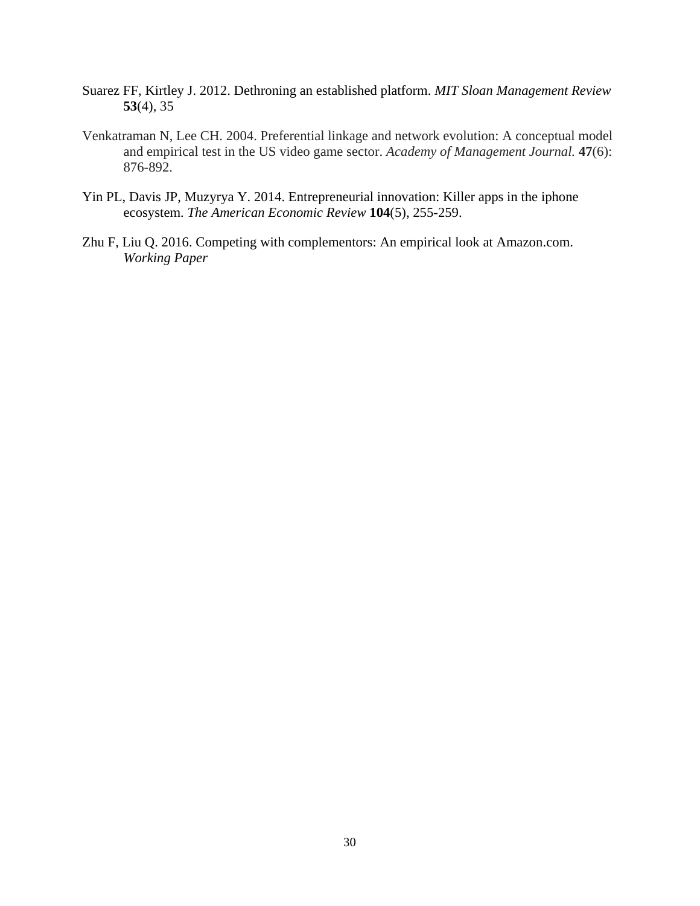Suarez FF, Kirtley J. 2012. Dethroning an established platform. *MIT Sloan Management Review* **53**(4), 35

Venkatraman N, Lee CH. 2004. Preferential linkage and network evolution: A conceptual model and empirical test in the US video game sector. *Academy of Management Journal.* **47**(6): 876-892.

Yin PL, Davis JP, Muzyrya Y. 2014. Entrepreneurial innovation: Killer apps in the iphone ecosystem. *The American Economic Review* **104**(5), 255-259.

Zhu F, Liu Q. 2016. Competing with complementors: An empirical look at Amazon.com. *Working Paper*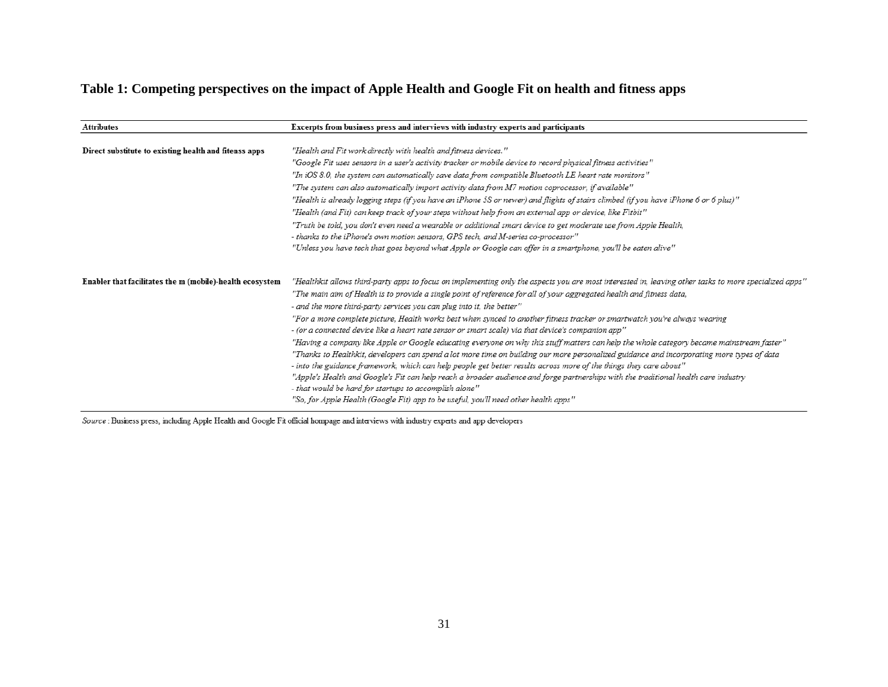**Table 1: Competing perspectives on the impact of Apple Health and Google Fit on health and fitness apps**

| Attributes | Excerpts from business press and interviews with industry experts and participants |
|---|---|
| **Direct substitute to existing health and fitenss apps** | *"Health and Fit work directly with health and fitness devices."* |
| | *"Google Fit uses sensors in a user's activity tracker or mobile device to record physical fitness activities"* |
| | *"In iOS 8.0, the system can automatically save data from compatible Bluetooth LE heart rate monitors"* |
| | *"The system can also automatically import activity data from M7 motion coprocessor, if available"* |
| | *"Health is already logging steps (if you have an iPhone 5S or newer) and flights of stairs climbed (if you have iPhone 6 or 6 plus)"* |
| | *"Health (and Fit) can keep track of your steps without help from an external app or device, like Fitbit"* |
| | *"Truth be told, you don't even need a wearable or additional smart device to get moderate use from Apple Health, - thanks to the iPhone's own motion sensors, GPS tech, and M-series co-processor"* |
| | *"Unless you have tech that goes beyond what Apple or Google can offer in a smartphone, you'll be eaten alive"* |
| **Enabler that facilitates the m (mobile)-health ecosystem** | *"Healthkit allows third-party apps to focus on implementing only the aspects you are most interested in, leaving other tasks to more specialized apps"* |
| | *"The main aim of Health is to provide a single point of reference for all of your aggregated health and fitness data, - and the more third-party services you can plug into it, the better"* |
| | *"For a more complete picture, Health works best when synced to another fitness tracker or smartwatch you're always wearing - (or a connected device like a heart rate sensor or smart scale) via that device's companion app"* |
| | *"Having a company like Apple or Google educating everyone on why this stuff matters can help the whole category became mainstream faster"* |
| | *"Thanks to Healthkit, developers can spend a lot more time on building our more personalized guidance and incorporating more types of data - into the guidance framework, which can help people get better results across more of the things they care about"* |
| | *"Apple's Health and Google's Fit can help reach a broader audience and forge partnerships with the traditional health care industry - that would be hard for startups to accomplish alone"* |
| | *"So, for Apple Health (Google Fit) app to be useful, you'll need other health apps"* |

*Source*: Business press, including Apple Health and Google Fit official hompage and interviews with industry experts and app developers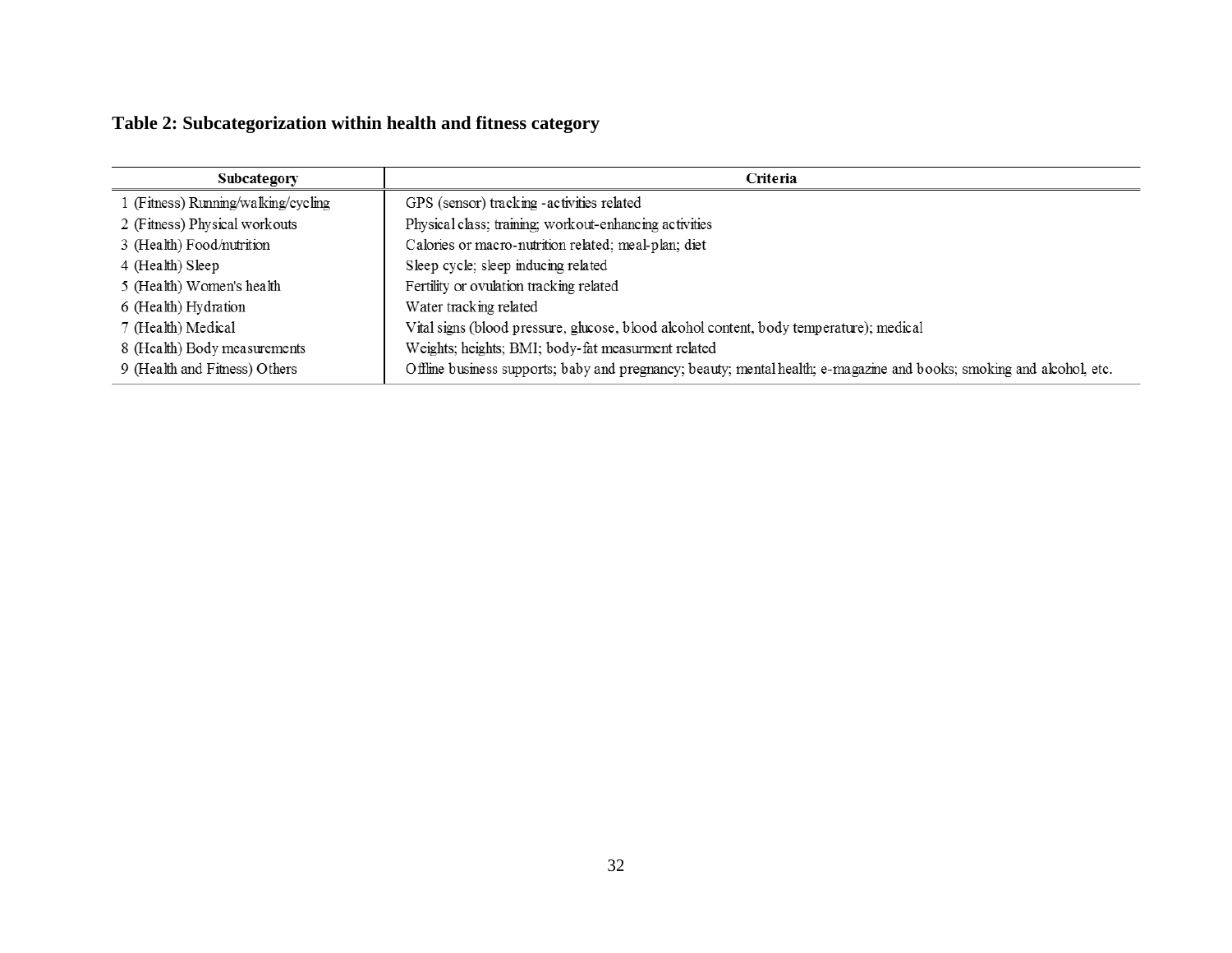**Table 2: Subcategorization within health and fitness category**

| Subcategory | Criteria |
|---|---|
| 1 (Fitness) Running/walking/cycling | GPS (sensor) tracking -activities related |
| 2 (Fitness) Physical workouts | Physical class; training; workout-enhancing activities |
| 3 (Health) Food/nutrition | Calories or macro-nutrition related; meal-plan; diet |
| 4 (Health) Sleep | Sleep cycle; sleep inducing related |
| 5 (Health) Women's health | Fertility or ovulation tracking related |
| 6 (Health) Hydration | Water tracking related |
| 7 (Health) Medical | Vital signs (blood pressure, glucose, blood alcohol content, body temperature); medical |
| 8 (Health) Body measurements | Weights; heights; BMI; body-fat measurment related |
| 9 (Health and Fitness) Others | Offline business supports; baby and pregnancy; beauty; mental health; e-magazine and books; smoking and alcohol, etc. |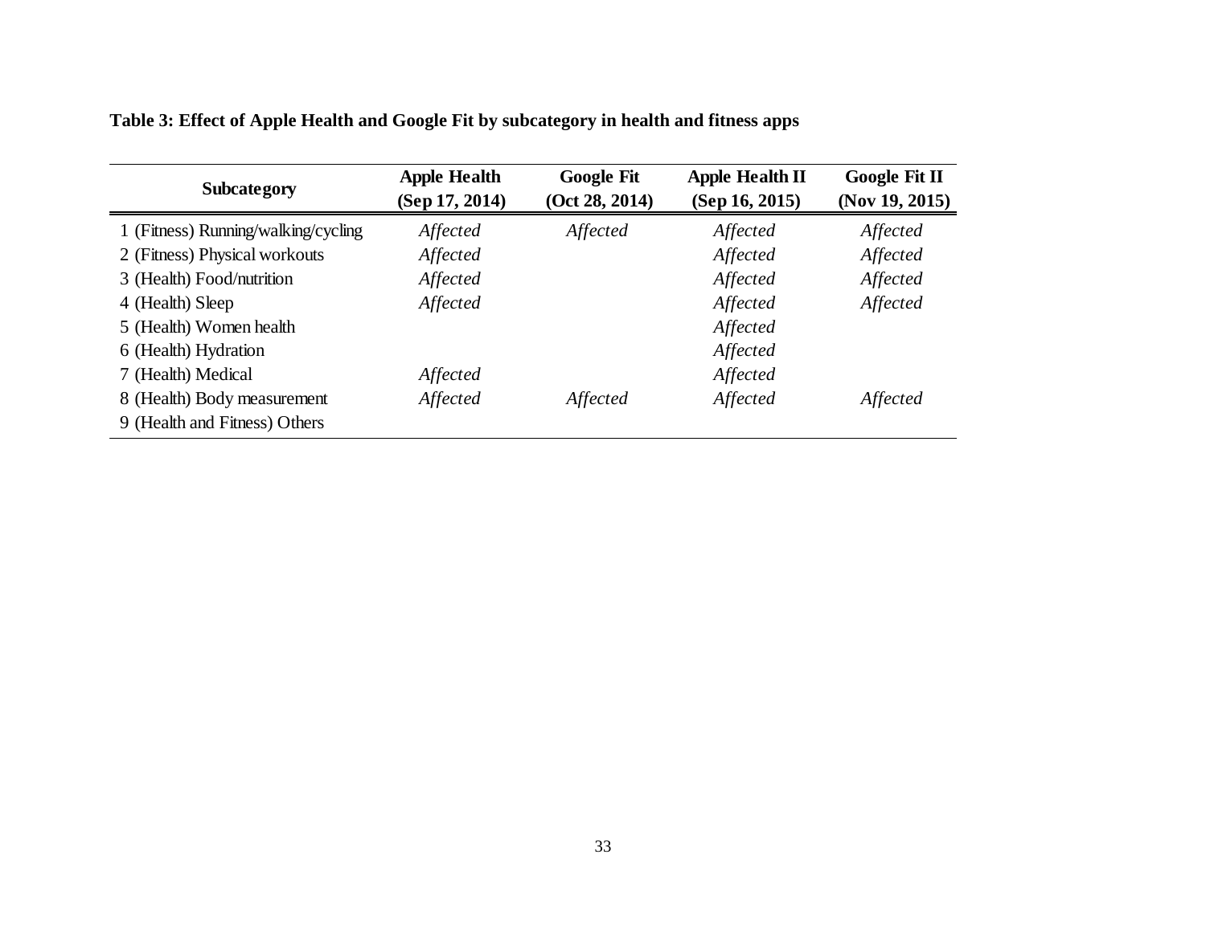**Table 3: Effect of Apple Health and Google Fit by subcategory in health and fitness apps**

| Subcategory | Apple Health (Sep 17, 2014) | Google Fit (Oct 28, 2014) | Apple Health II (Sep 16, 2015) | Google Fit II (Nov 19, 2015) |
|---|---|---|---|---|
| 1 (Fitness) Running/walking/cycling | *Affected* | *Affected* | *Affected* | *Affected* |
| 2 (Fitness) Physical workouts | *Affected* | | *Affected* | *Affected* |
| 3 (Health) Food/nutrition | *Affected* | | *Affected* | *Affected* |
| 4 (Health) Sleep | *Affected* | | *Affected* | *Affected* |
| 5 (Health) Women health | | | *Affected* | |
| 6 (Health) Hydration | | | *Affected* | |
| 7 (Health) Medical | *Affected* | | *Affected* | |
| 8 (Health) Body measurement | *Affected* | *Affected* | *Affected* | *Affected* |
| 9 (Health and Fitness) Others | | | | |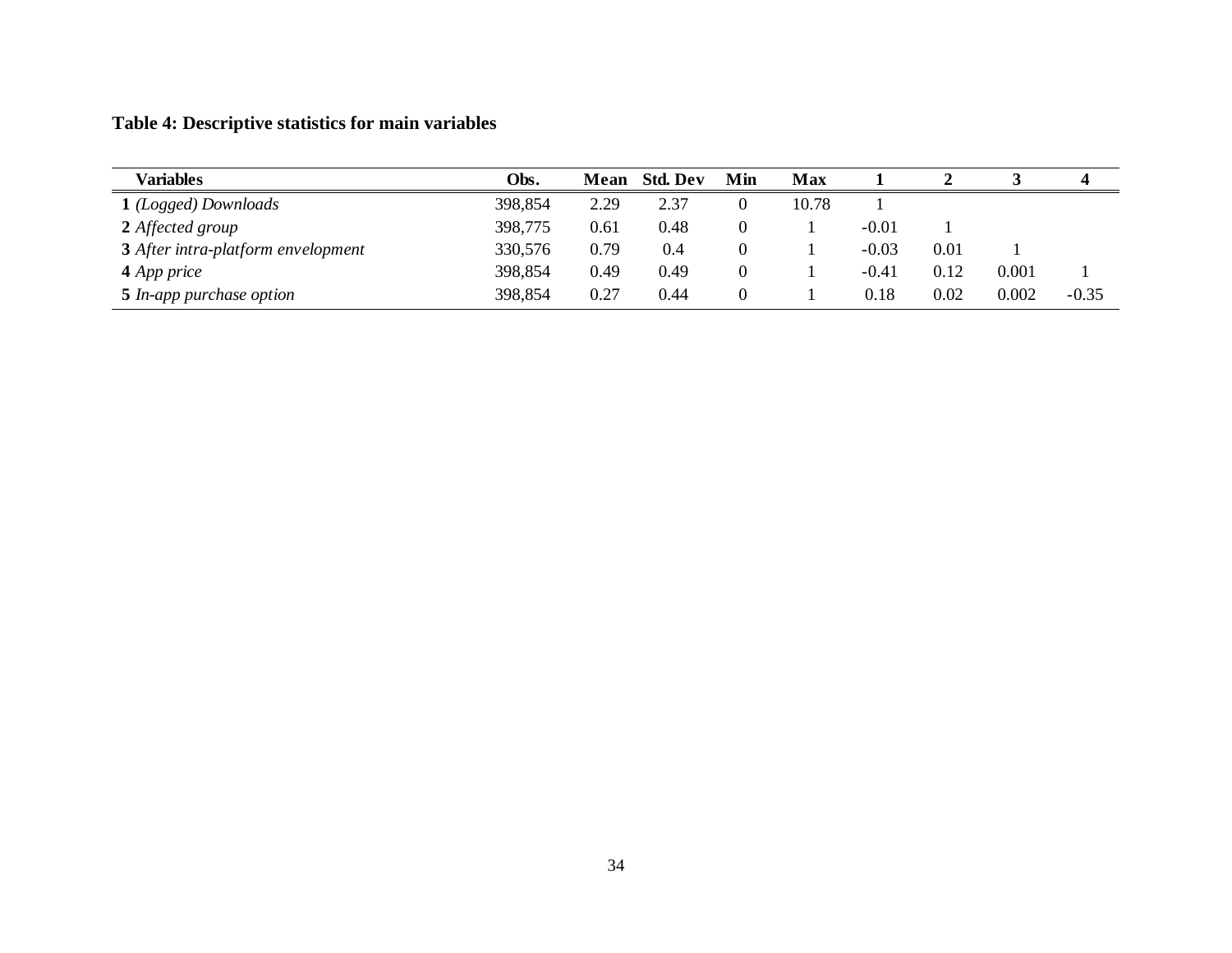**Table 4: Descriptive statistics for main variables**

| Variables | Obs. | Mean | Std. Dev | Min | Max | 1 | 2 | 3 | 4 |
|---|---|---|---|---|---|---|---|---|---|
| **1** *(Logged) Downloads* | 398,854 | 2.29 | 2.37 | 0 | 10.78 | 1 | | | |
| **2** *Affected group* | 398,775 | 0.61 | 0.48 | 0 | 1 | -0.01 | 1 | | |
| **3** *After intra-platform envelopment* | 330,576 | 0.79 | 0.4 | 0 | 1 | -0.03 | 0.01 | 1 | |
| **4** *App price* | 398,854 | 0.49 | 0.49 | 0 | 1 | -0.41 | 0.12 | 0.001 | 1 |
| **5** *In-app purchase option* | 398,854 | 0.27 | 0.44 | 0 | 1 | 0.18 | 0.02 | 0.002 | -0.35 |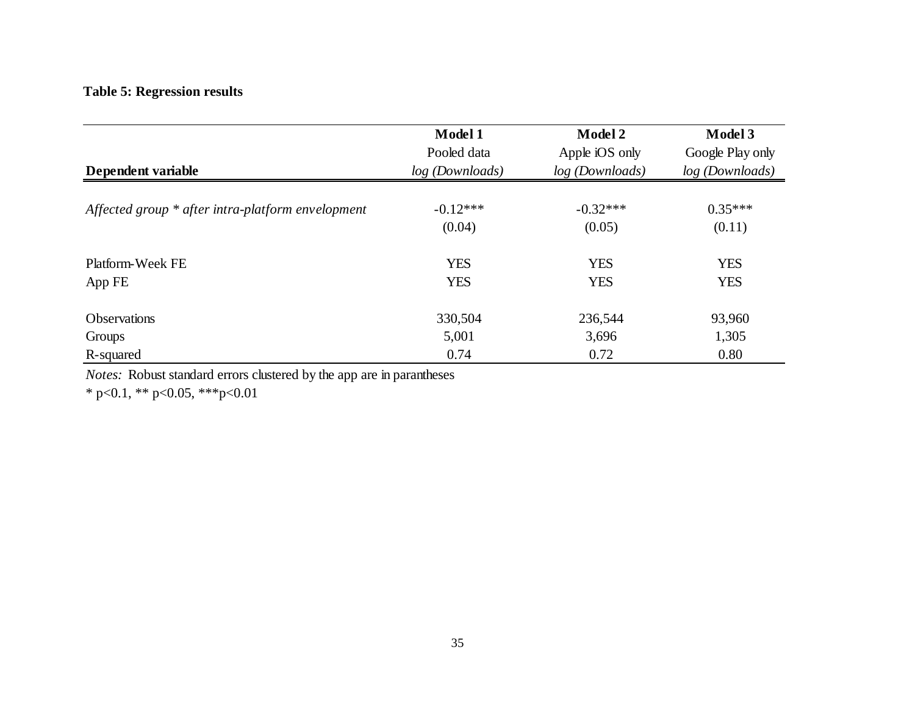**Table 5: Regression results**

| | **Model 1** | **Model 2** | **Model 3** |
|---|---|---|---|
| | Pooled data | Apple iOS only | Google Play only |
| **Dependent variable** | *log (Downloads)* | *log (Downloads)* | *log (Downloads)* |
| *Affected group * after intra-platform envelopment* | -0.12*** | -0.32*** | 0.35*** |
| | (0.04) | (0.05) | (0.11) |
| Platform-Week FE | YES | YES | YES |
| App FE | YES | YES | YES |
| Observations | 330,504 | 236,544 | 93,960 |
| Groups | 5,001 | 3,696 | 1,305 |
| R-squared | 0.74 | 0.72 | 0.80 |

*Notes:* Robust standard errors clustered by the app are in parantheses

* p<0.1, ** p<0.05, ***p<0.01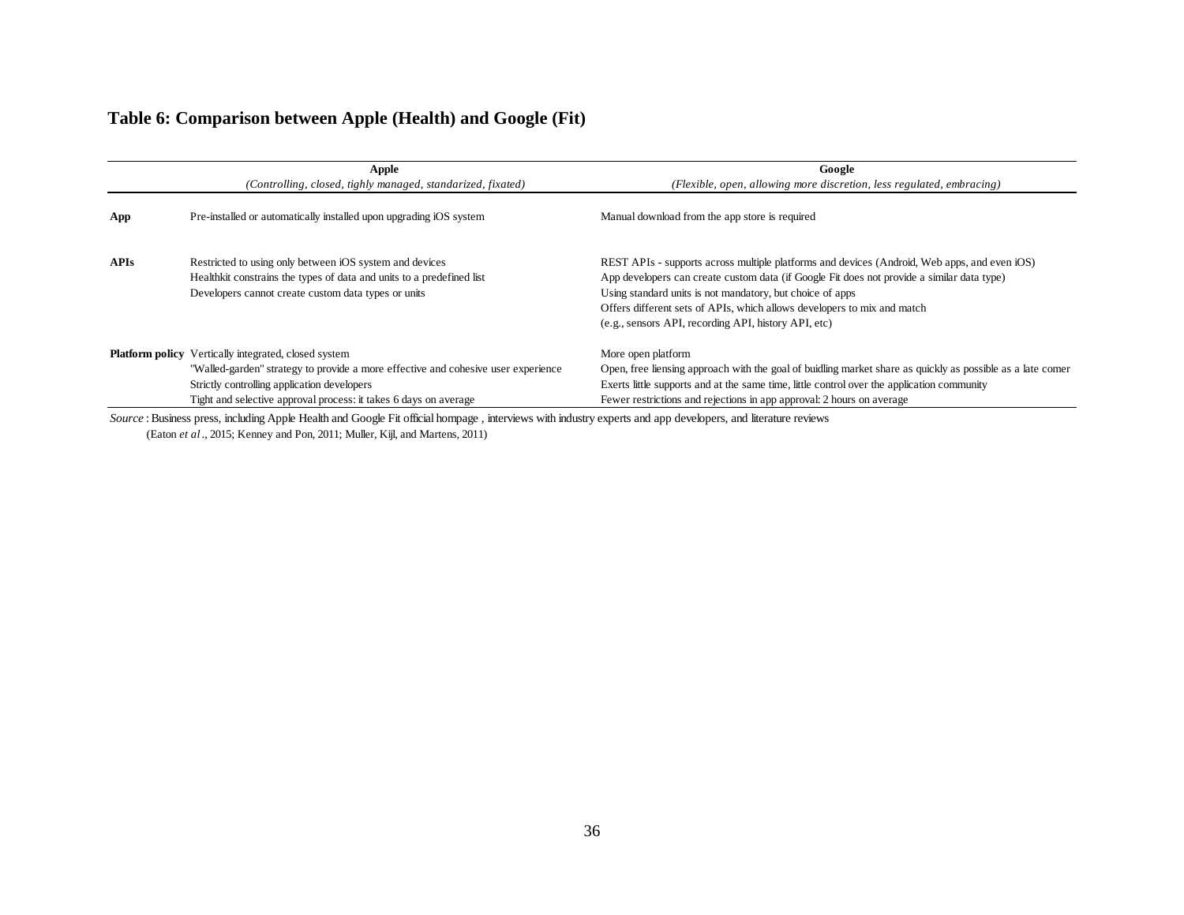## Table 6: Comparison between Apple (Health) and Google (Fit)

| | Apple<br>*(Controlling, closed, tighly managed, standarized, fixated)* | Google<br>*(Flexible, open, allowing more discretion, less regulated, embracing)* |
|---|---|---|
| **App** | Pre-installed or automatically installed upon upgrading iOS system | Manual download from the app store is required |
| **APIs** | Restricted to using only between iOS system and devices<br>Healthkit constrains the types of data and units to a predefined list<br>Developers cannot create custom data types or units | REST APIs - supports across multiple platforms and devices (Android, Web apps, and even iOS)<br>App developers can create custom data (if Google Fit does not provide a similar data type)<br>Using standard units is not mandatory, but choice of apps<br>Offers different sets of APIs, which allows developers to mix and match<br>(e.g., sensors API, recording API, history API, etc) |
| **Platform policy** | Vertically integrated, closed system<br>"Walled-garden" strategy to provide a more effective and cohesive user experience<br>Strictly controlling application developers<br>Tight and selective approval process: it takes 6 days on average | More open platform<br>Open, free liensing approach with the goal of buidling market share as quickly as possible as a late comer<br>Exerts little supports and at the same time, little control over the application community<br>Fewer restrictions and rejections in app approval: 2 hours on average |

*Source* : Business press, including Apple Health and Google Fit official hompage , interviews with industry experts and app developers, and literature reviews (Eaton *et al* ., 2015; Kenney and Pon, 2011; Muller, Kijl, and Martens, 2011)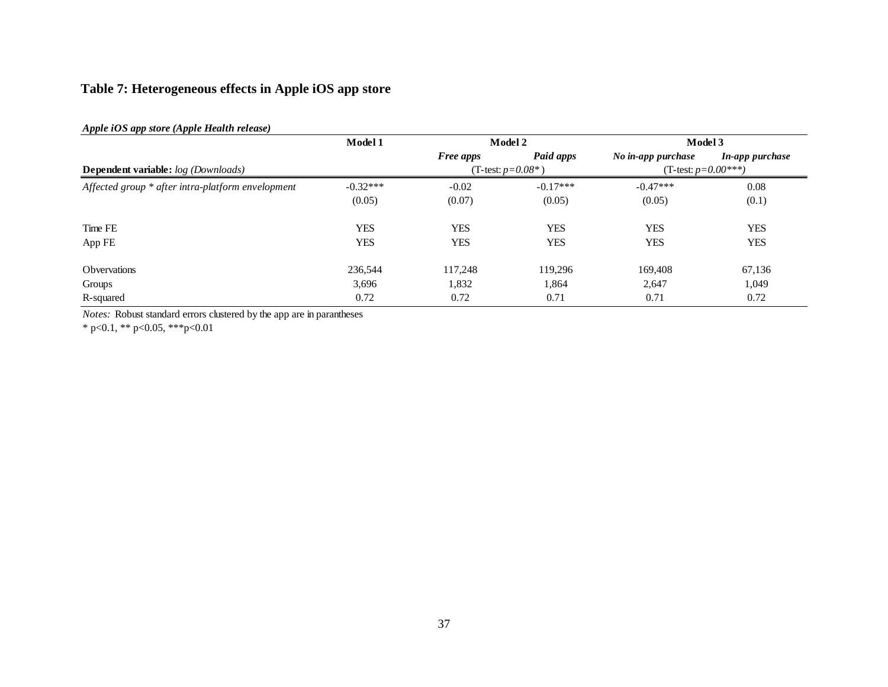**Table 7: Heterogeneous effects in Apple iOS app store**

| *Apple iOS app store (Apple Health release)* | Model 1 | Model 2 | | Model 3 | |
|---|---|---|---|---|---|
| | | *Free apps* | *Paid apps* | *No in-app purchase* | *In-app purchase* |
| **Dependent variable:** *log (Downloads)* | | (T-test: $p$=*0.08\**) | | (T-test: $p$=*0.00\*\*\**) | |
| *Affected group \* after intra-platform envelopment* | -0.32*** | -0.02 | -0.17*** | -0.47*** | 0.08 |
| | (0.05) | (0.07) | (0.05) | (0.05) | (0.1) |
| Time FE | YES | YES | YES | YES | YES |
| App FE | YES | YES | YES | YES | YES |
| Observations | 236,544 | 117,248 | 119,296 | 169,408 | 67,136 |
| Groups | 3,696 | 1,832 | 1,864 | 2,647 | 1,049 |
| R-squared | 0.72 | 0.72 | 0.71 | 0.71 | 0.72 |

*Notes:* Robust standard errors clustered by the app are in parantheses

\* p<0.1, ** p<0.05, ***p<0.01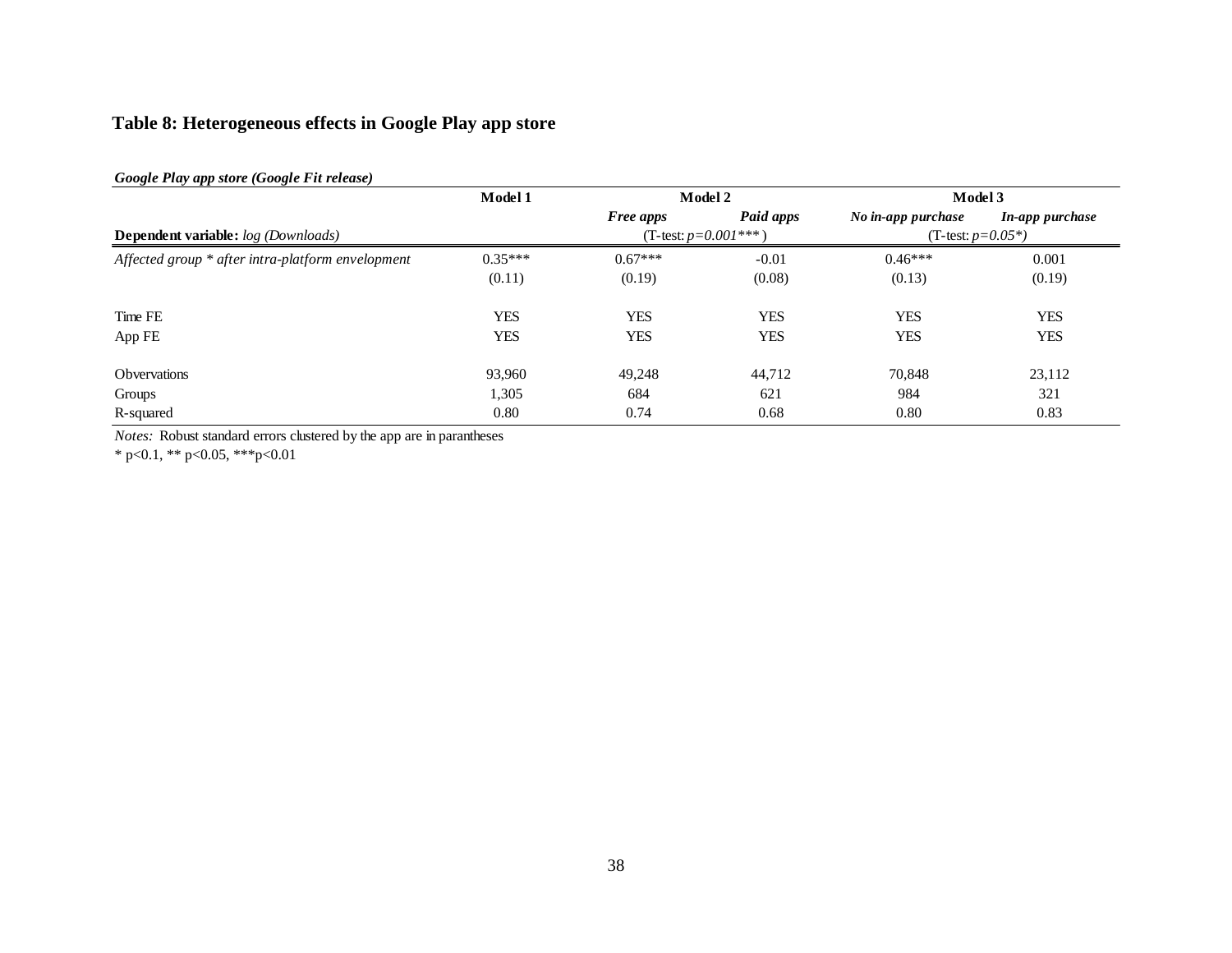## Table 8: Heterogeneous effects in Google Play app store

***Google Play app store (Google Fit release)***

| | Model 1 | Model 2 | | Model 3 | |
|---|---|---|---|---|---|
| | | ***Free apps*** | ***Paid apps*** | ***No in-app purchase*** | ***In-app purchase*** |
| **Dependent variable:** *log (Downloads)* | | (T-test: *p=0.001****) | | (T-test: *p=0.05**) | |
| *Affected group * after intra-platform envelopment* | 0.35*** | 0.67*** | -0.01 | 0.46*** | 0.001 |
| | (0.11) | (0.19) | (0.08) | (0.13) | (0.19) |
| Time FE | YES | YES | YES | YES | YES |
| App FE | YES | YES | YES | YES | YES |
| Observations | 93,960 | 49,248 | 44,712 | 70,848 | 23,112 |
| Groups | 1,305 | 684 | 621 | 984 | 321 |
| R-squared | 0.80 | 0.74 | 0.68 | 0.80 | 0.83 |

*Notes:* Robust standard errors clustered by the app are in parantheses

* p<0.1, ** p<0.05, ***p<0.01